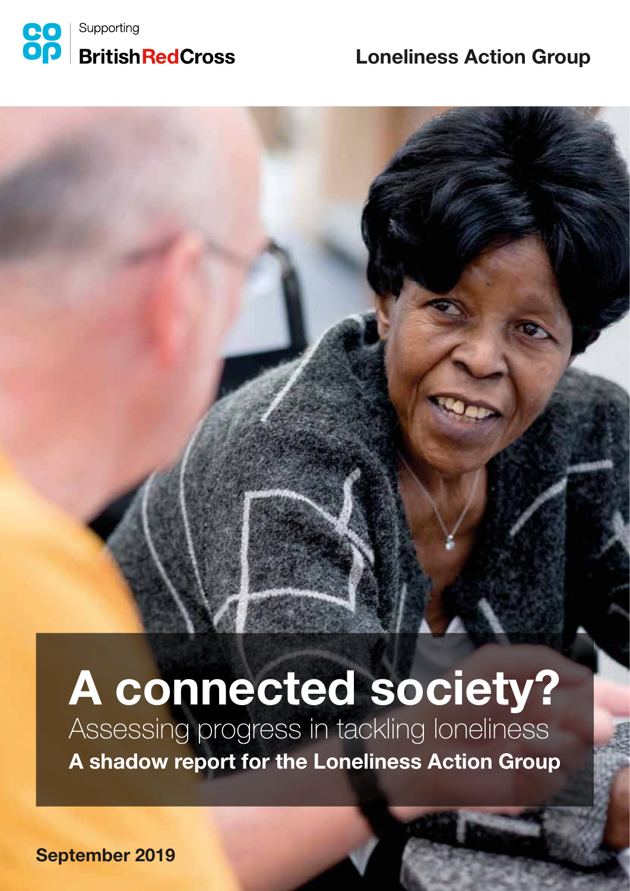Supporting

British Red Cross

Loneliness Action Group

# A connected society?

## Assessing progress in tackling loneliness

**A shadow report for the Loneliness Action Group**

**September 2019**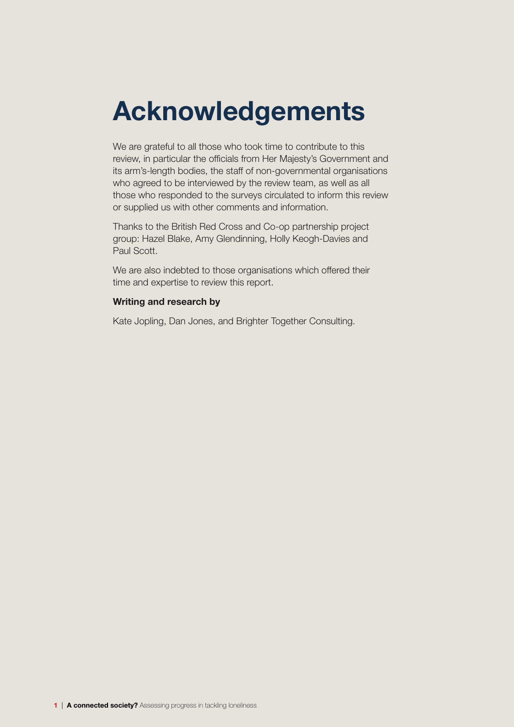# Acknowledgements

We are grateful to all those who took time to contribute to this review, in particular the officials from Her Majesty's Government and its arm's-length bodies, the staff of non-governmental organisations who agreed to be interviewed by the review team, as well as all those who responded to the surveys circulated to inform this review or supplied us with other comments and information.

Thanks to the British Red Cross and Co-op partnership project group: Hazel Blake, Amy Glendinning, Holly Keogh-Davies and Paul Scott.

We are also indebted to those organisations which offered their time and expertise to review this report.

**Writing and research by**

Kate Jopling, Dan Jones, and Brighter Together Consulting.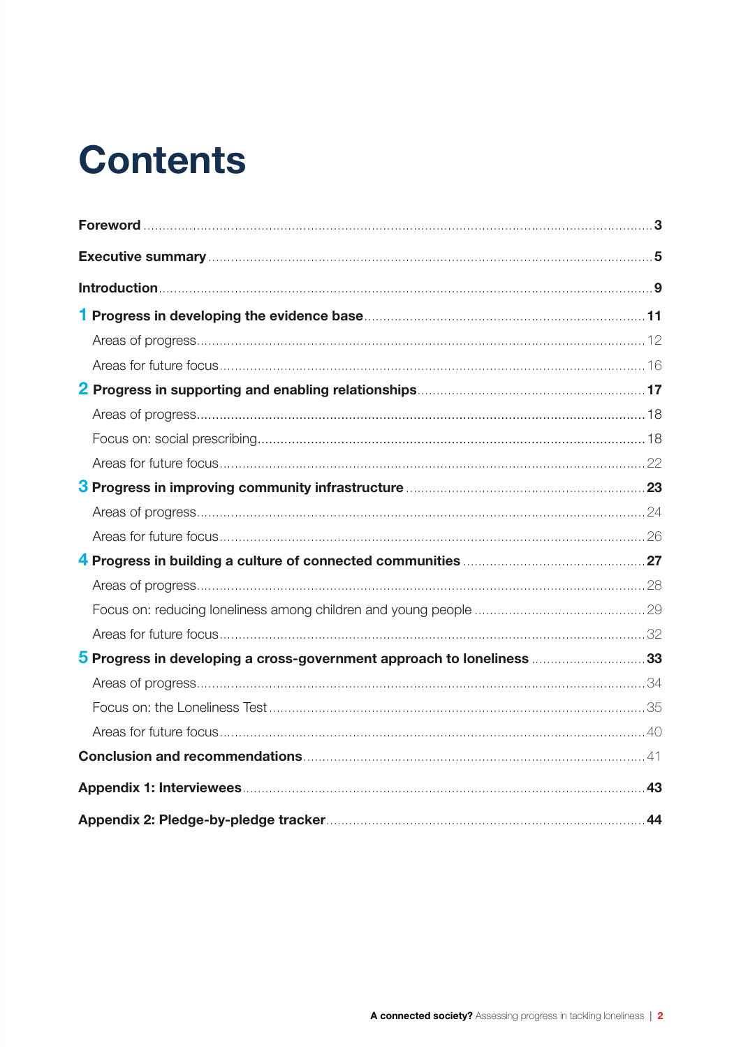# Contents

**Foreword** .... **3**

**Executive summary** .... **5**

**Introduction** .... **9**

**1 Progress in developing the evidence base** .... **11**

- Areas of progress .... 12
- Areas for future focus .... 16

**2 Progress in supporting and enabling relationships** .... **17**

- Areas of progress .... 18
- Focus on: social prescribing .... 18
- Areas for future focus .... 22

**3 Progress in improving community infrastructure** .... **23**

- Areas of progress .... 24
- Areas for future focus .... 26

**4 Progress in building a culture of connected communities** .... **27**

- Areas of progress .... 28
- Focus on: reducing loneliness among children and young people .... 29
- Areas for future focus .... 32

**5 Progress in developing a cross-government approach to loneliness** .... **33**

- Areas of progress .... 34
- Focus on: the Loneliness Test .... 35
- Areas for future focus .... 40

**Conclusion and recommendations** .... 41

**Appendix 1: Interviewees** .... **43**

**Appendix 2: Pledge-by-pledge tracker** .... **44**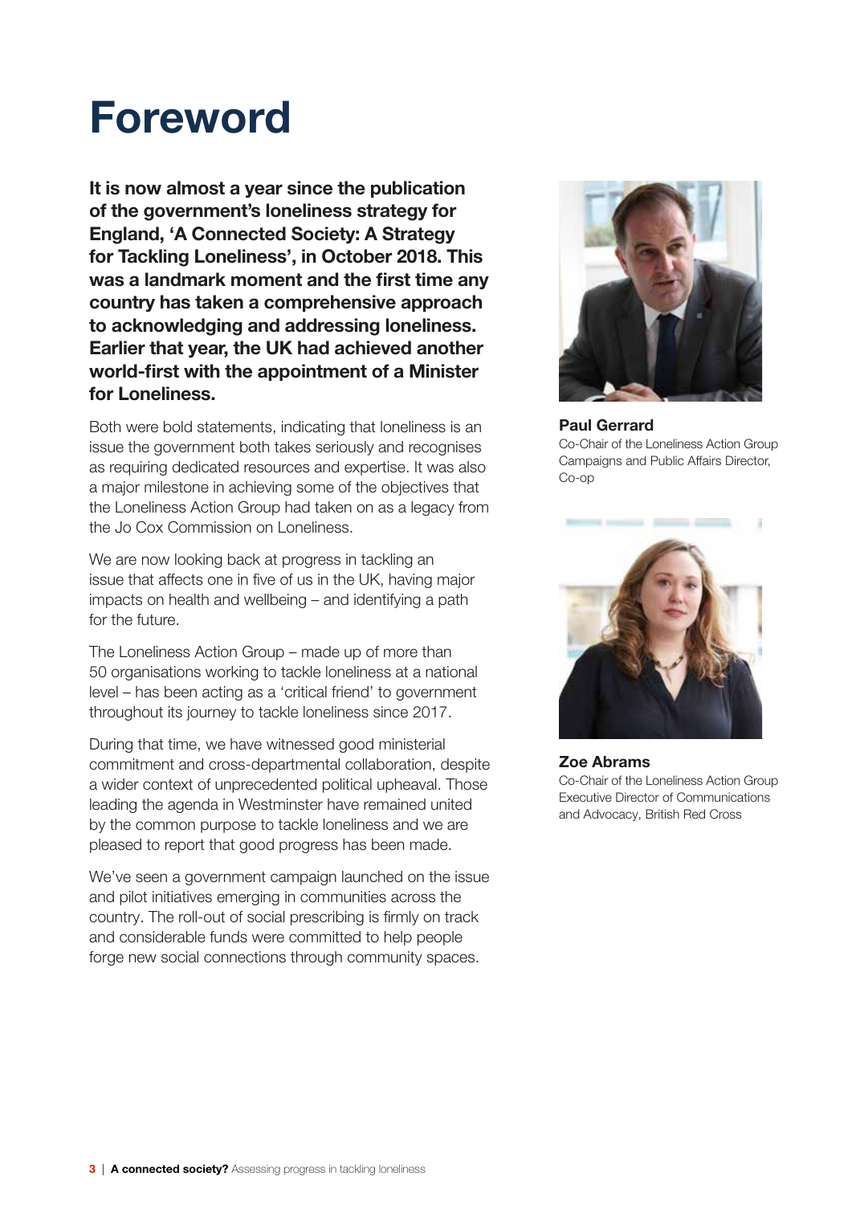# Foreword

**It is now almost a year since the publication of the government's loneliness strategy for England, 'A Connected Society: A Strategy for Tackling Loneliness', in October 2018. This was a landmark moment and the first time any country has taken a comprehensive approach to acknowledging and addressing loneliness. Earlier that year, the UK had achieved another world-first with the appointment of a Minister for Loneliness.**

Both were bold statements, indicating that loneliness is an issue the government both takes seriously and recognises as requiring dedicated resources and expertise. It was also a major milestone in achieving some of the objectives that the Loneliness Action Group had taken on as a legacy from the Jo Cox Commission on Loneliness.

We are now looking back at progress in tackling an issue that affects one in five of us in the UK, having major impacts on health and wellbeing – and identifying a path for the future.

The Loneliness Action Group – made up of more than 50 organisations working to tackle loneliness at a national level – has been acting as a 'critical friend' to government throughout its journey to tackle loneliness since 2017.

During that time, we have witnessed good ministerial commitment and cross-departmental collaboration, despite a wider context of unprecedented political upheaval. Those leading the agenda in Westminster have remained united by the common purpose to tackle loneliness and we are pleased to report that good progress has been made.

We've seen a government campaign launched on the issue and pilot initiatives emerging in communities across the country. The roll-out of social prescribing is firmly on track and considerable funds were committed to help people forge new social connections through community spaces.

**Paul Gerrard**
Co-Chair of the Loneliness Action Group
Campaigns and Public Affairs Director, Co-op

**Zoe Abrams**
Co-Chair of the Loneliness Action Group
Executive Director of Communications and Advocacy, British Red Cross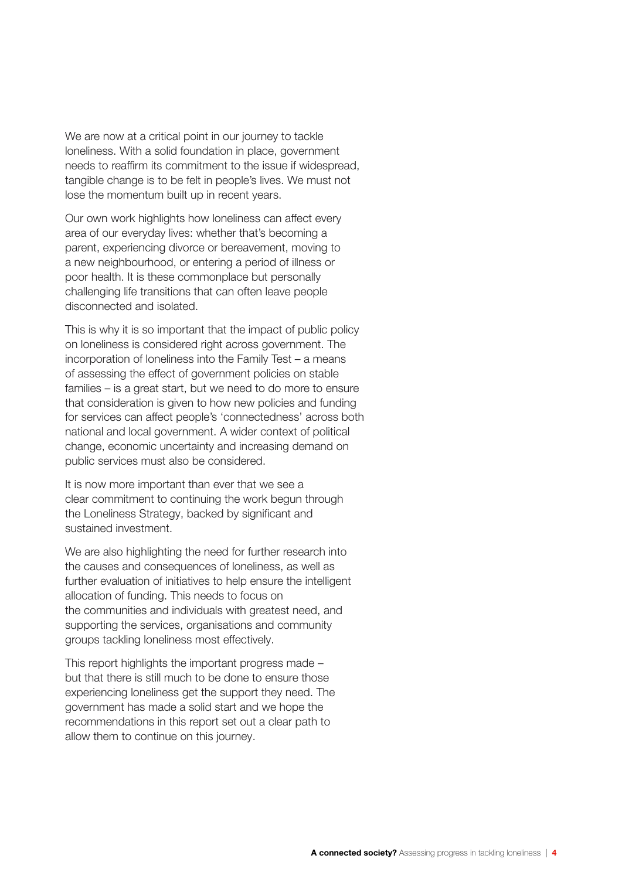We are now at a critical point in our journey to tackle loneliness. With a solid foundation in place, government needs to reaffirm its commitment to the issue if widespread, tangible change is to be felt in people's lives. We must not lose the momentum built up in recent years.

Our own work highlights how loneliness can affect every area of our everyday lives: whether that's becoming a parent, experiencing divorce or bereavement, moving to a new neighbourhood, or entering a period of illness or poor health. It is these commonplace but personally challenging life transitions that can often leave people disconnected and isolated.

This is why it is so important that the impact of public policy on loneliness is considered right across government. The incorporation of loneliness into the Family Test – a means of assessing the effect of government policies on stable families – is a great start, but we need to do more to ensure that consideration is given to how new policies and funding for services can affect people's 'connectedness' across both national and local government. A wider context of political change, economic uncertainty and increasing demand on public services must also be considered.

It is now more important than ever that we see a clear commitment to continuing the work begun through the Loneliness Strategy, backed by significant and sustained investment.

We are also highlighting the need for further research into the causes and consequences of loneliness, as well as further evaluation of initiatives to help ensure the intelligent allocation of funding. This needs to focus on the communities and individuals with greatest need, and supporting the services, organisations and community groups tackling loneliness most effectively.

This report highlights the important progress made – but that there is still much to be done to ensure those experiencing loneliness get the support they need. The government has made a solid start and we hope the recommendations in this report set out a clear path to allow them to continue on this journey.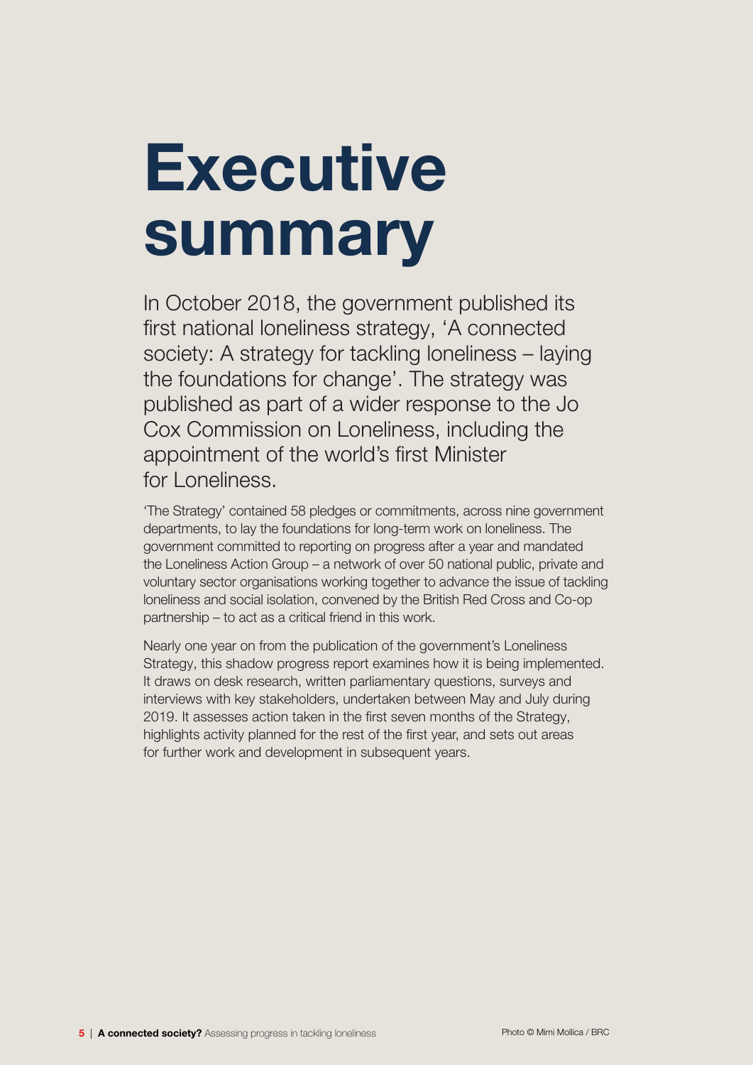# Executive summary

In October 2018, the government published its first national loneliness strategy, 'A connected society: A strategy for tackling loneliness – laying the foundations for change'. The strategy was published as part of a wider response to the Jo Cox Commission on Loneliness, including the appointment of the world's first Minister for Loneliness.

'The Strategy' contained 58 pledges or commitments, across nine government departments, to lay the foundations for long-term work on loneliness. The government committed to reporting on progress after a year and mandated the Loneliness Action Group – a network of over 50 national public, private and voluntary sector organisations working together to advance the issue of tackling loneliness and social isolation, convened by the British Red Cross and Co-op partnership – to act as a critical friend in this work.

Nearly one year on from the publication of the government's Loneliness Strategy, this shadow progress report examines how it is being implemented. It draws on desk research, written parliamentary questions, surveys and interviews with key stakeholders, undertaken between May and July during 2019. It assesses action taken in the first seven months of the Strategy, highlights activity planned for the rest of the first year, and sets out areas for further work and development in subsequent years.

Photo © Mimi Mollica / BRC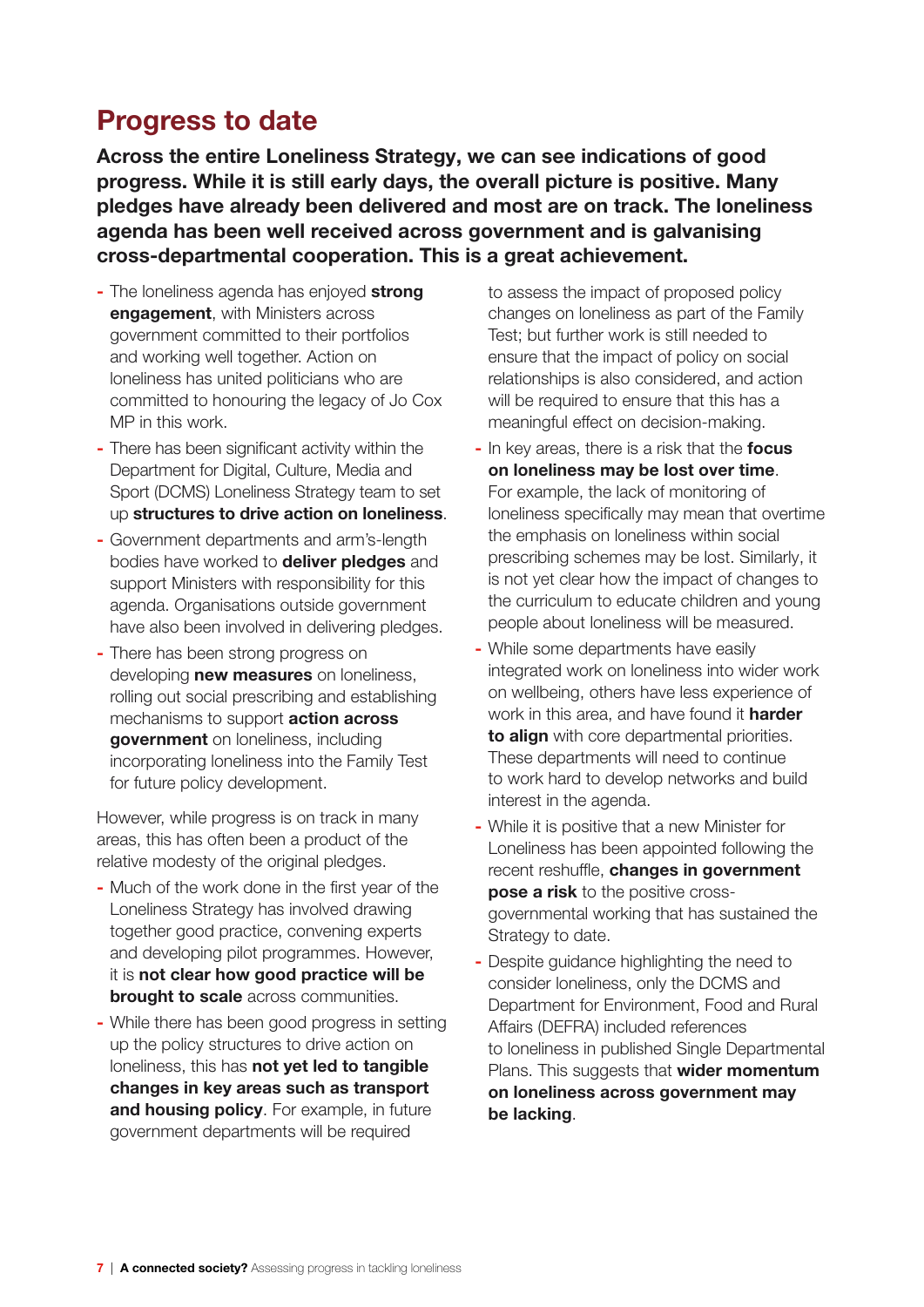## Progress to date

**Across the entire Loneliness Strategy, we can see indications of good progress. While it is still early days, the overall picture is positive. Many pledges have already been delivered and most are on track. The loneliness agenda has been well received across government and is galvanising cross-departmental cooperation. This is a great achievement.**

- The loneliness agenda has enjoyed **strong engagement**, with Ministers across government committed to their portfolios and working well together. Action on loneliness has united politicians who are committed to honouring the legacy of Jo Cox MP in this work.
- There has been significant activity within the Department for Digital, Culture, Media and Sport (DCMS) Loneliness Strategy team to set up **structures to drive action on loneliness**.
- Government departments and arm's-length bodies have worked to **deliver pledges** and support Ministers with responsibility for this agenda. Organisations outside government have also been involved in delivering pledges.
- There has been strong progress on developing **new measures** on loneliness, rolling out social prescribing and establishing mechanisms to support **action across government** on loneliness, including incorporating loneliness into the Family Test for future policy development.

However, while progress is on track in many areas, this has often been a product of the relative modesty of the original pledges.

- Much of the work done in the first year of the Loneliness Strategy has involved drawing together good practice, convening experts and developing pilot programmes. However, it is **not clear how good practice will be brought to scale** across communities.
- While there has been good progress in setting up the policy structures to drive action on loneliness, this has **not yet led to tangible changes in key areas such as transport and housing policy**. For example, in future government departments will be required to assess the impact of proposed policy changes on loneliness as part of the Family Test; but further work is still needed to ensure that the impact of policy on social relationships is also considered, and action will be required to ensure that this has a meaningful effect on decision-making.
- In key areas, there is a risk that the **focus on loneliness may be lost over time**. For example, the lack of monitoring of loneliness specifically may mean that overtime the emphasis on loneliness within social prescribing schemes may be lost. Similarly, it is not yet clear how the impact of changes to the curriculum to educate children and young people about loneliness will be measured.
- While some departments have easily integrated work on loneliness into wider work on wellbeing, others have less experience of work in this area, and have found it **harder to align** with core departmental priorities. These departments will need to continue to work hard to develop networks and build interest in the agenda.
- While it is positive that a new Minister for Loneliness has been appointed following the recent reshuffle, **changes in government pose a risk** to the positive cross-governmental working that has sustained the Strategy to date.
- Despite guidance highlighting the need to consider loneliness, only the DCMS and Department for Environment, Food and Rural Affairs (DEFRA) included references to loneliness in published Single Departmental Plans. This suggests that **wider momentum on loneliness across government may be lacking**.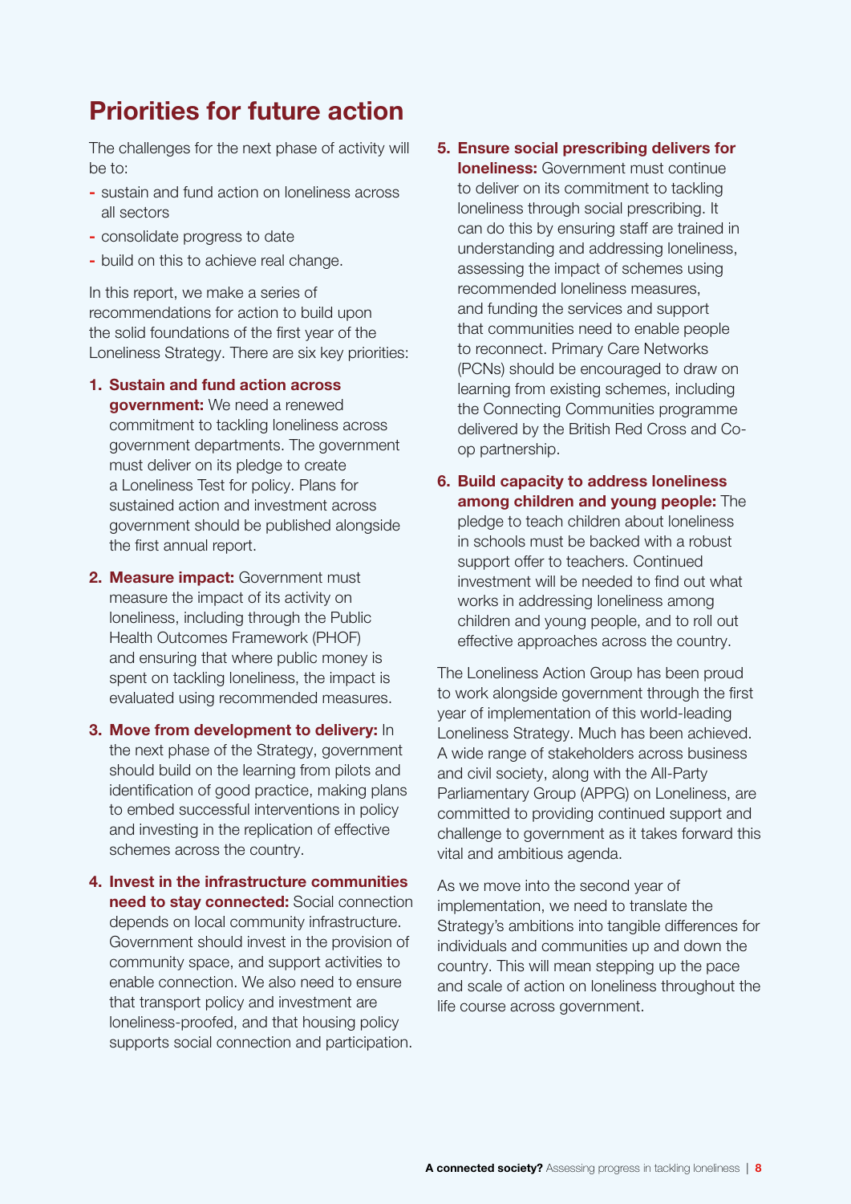## Priorities for future action

The challenges for the next phase of activity will be to:

- sustain and fund action on loneliness across all sectors
- consolidate progress to date
- build on this to achieve real change.

In this report, we make a series of recommendations for action to build upon the solid foundations of the first year of the Loneliness Strategy. There are six key priorities:

1. **Sustain and fund action across government:** We need a renewed commitment to tackling loneliness across government departments. The government must deliver on its pledge to create a Loneliness Test for policy. Plans for sustained action and investment across government should be published alongside the first annual report.

2. **Measure impact:** Government must measure the impact of its activity on loneliness, including through the Public Health Outcomes Framework (PHOF) and ensuring that where public money is spent on tackling loneliness, the impact is evaluated using recommended measures.

3. **Move from development to delivery:** In the next phase of the Strategy, government should build on the learning from pilots and identification of good practice, making plans to embed successful interventions in policy and investing in the replication of effective schemes across the country.

4. **Invest in the infrastructure communities need to stay connected:** Social connection depends on local community infrastructure. Government should invest in the provision of community space, and support activities to enable connection. We also need to ensure that transport policy and investment are loneliness-proofed, and that housing policy supports social connection and participation.

5. **Ensure social prescribing delivers for loneliness:** Government must continue to deliver on its commitment to tackling loneliness through social prescribing. It can do this by ensuring staff are trained in understanding and addressing loneliness, assessing the impact of schemes using recommended loneliness measures, and funding the services and support that communities need to enable people to reconnect. Primary Care Networks (PCNs) should be encouraged to draw on learning from existing schemes, including the Connecting Communities programme delivered by the British Red Cross and Co-op partnership.

6. **Build capacity to address loneliness among children and young people:** The pledge to teach children about loneliness in schools must be backed with a robust support offer to teachers. Continued investment will be needed to find out what works in addressing loneliness among children and young people, and to roll out effective approaches across the country.

The Loneliness Action Group has been proud to work alongside government through the first year of implementation of this world-leading Loneliness Strategy. Much has been achieved. A wide range of stakeholders across business and civil society, along with the All-Party Parliamentary Group (APPG) on Loneliness, are committed to providing continued support and challenge to government as it takes forward this vital and ambitious agenda.

As we move into the second year of implementation, we need to translate the Strategy's ambitions into tangible differences for individuals and communities up and down the country. This will mean stepping up the pace and scale of action on loneliness throughout the life course across government.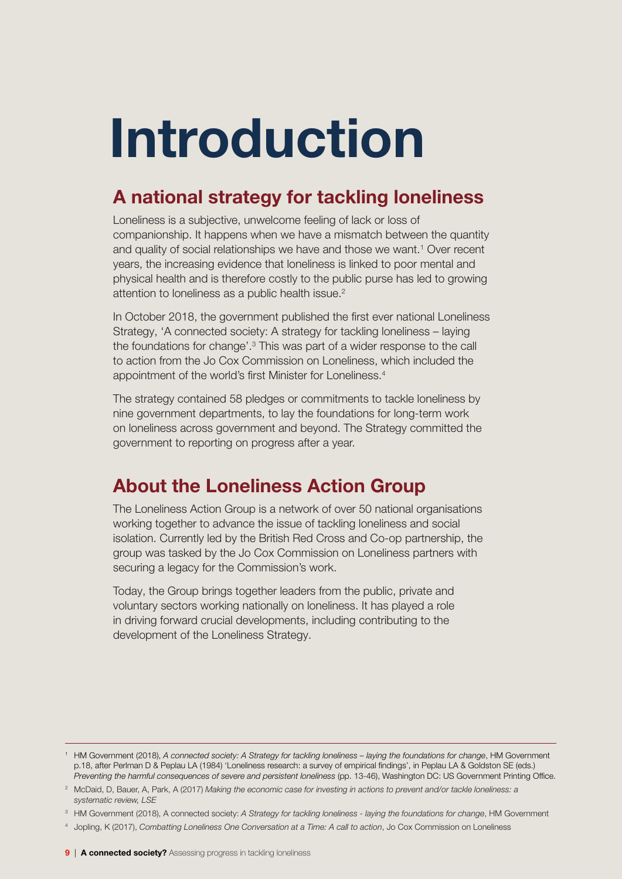# Introduction

## A national strategy for tackling loneliness

Loneliness is a subjective, unwelcome feeling of lack or loss of companionship. It happens when we have a mismatch between the quantity and quality of social relationships we have and those we want.[1] Over recent years, the increasing evidence that loneliness is linked to poor mental and physical health and is therefore costly to the public purse has led to growing attention to loneliness as a public health issue.[2]

In October 2018, the government published the first ever national Loneliness Strategy, 'A connected society: A strategy for tackling loneliness – laying the foundations for change'.[3] This was part of a wider response to the call to action from the Jo Cox Commission on Loneliness, which included the appointment of the world's first Minister for Loneliness.[4]

The strategy contained 58 pledges or commitments to tackle loneliness by nine government departments, to lay the foundations for long-term work on loneliness across government and beyond. The Strategy committed the government to reporting on progress after a year.

## About the Loneliness Action Group

The Loneliness Action Group is a network of over 50 national organisations working together to advance the issue of tackling loneliness and social isolation. Currently led by the British Red Cross and Co-op partnership, the group was tasked by the Jo Cox Commission on Loneliness partners with securing a legacy for the Commission's work.

Today, the Group brings together leaders from the public, private and voluntary sectors working nationally on loneliness. It has played a role in driving forward crucial developments, including contributing to the development of the Loneliness Strategy.

---

[1] HM Government (2018), *A connected society: A Strategy for tackling loneliness – laying the foundations for change*, HM Government p.18, after Perlman D & Peplau LA (1984) 'Loneliness research: a survey of empirical findings', in Peplau LA & Goldston SE (eds.) *Preventing the harmful consequences of severe and persistent loneliness* (pp. 13-46), Washington DC: US Government Printing Office.

[2] McDaid, D, Bauer, A, Park, A (2017) *Making the economic case for investing in actions to prevent and/or tackle loneliness: a systematic review, LSE*

[3] HM Government (2018), A connected society: *A Strategy for tackling loneliness - laying the foundations for change*, HM Government

[4] Jopling, K (2017), *Combatting Loneliness One Conversation at a Time: A call to action*, Jo Cox Commission on Loneliness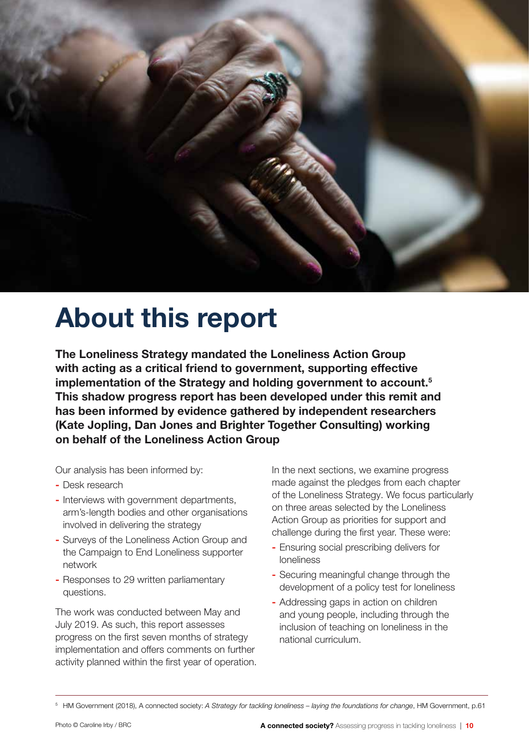# About this report

**The Loneliness Strategy mandated the Loneliness Action Group with acting as a critical friend to government, supporting effective implementation of the Strategy and holding government to account.[5] This shadow progress report has been developed under this remit and has been informed by evidence gathered by independent researchers (Kate Jopling, Dan Jones and Brighter Together Consulting) working on behalf of the Loneliness Action Group**

Our analysis has been informed by:

- Desk research
- Interviews with government departments, arm's-length bodies and other organisations involved in delivering the strategy
- Surveys of the Loneliness Action Group and the Campaign to End Loneliness supporter network
- Responses to 29 written parliamentary questions.

The work was conducted between May and July 2019. As such, this report assesses progress on the first seven months of strategy implementation and offers comments on further activity planned within the first year of operation.

In the next sections, we examine progress made against the pledges from each chapter of the Loneliness Strategy. We focus particularly on three areas selected by the Loneliness Action Group as priorities for support and challenge during the first year. These were:

- Ensuring social prescribing delivers for loneliness
- Securing meaningful change through the development of a policy test for loneliness
- Addressing gaps in action on children and young people, including through the inclusion of teaching on loneliness in the national curriculum.

[5] HM Government (2018), A connected society: *A Strategy for tackling loneliness – laying the foundations for change*, HM Government, p.61

Photo © Caroline Irby / BRC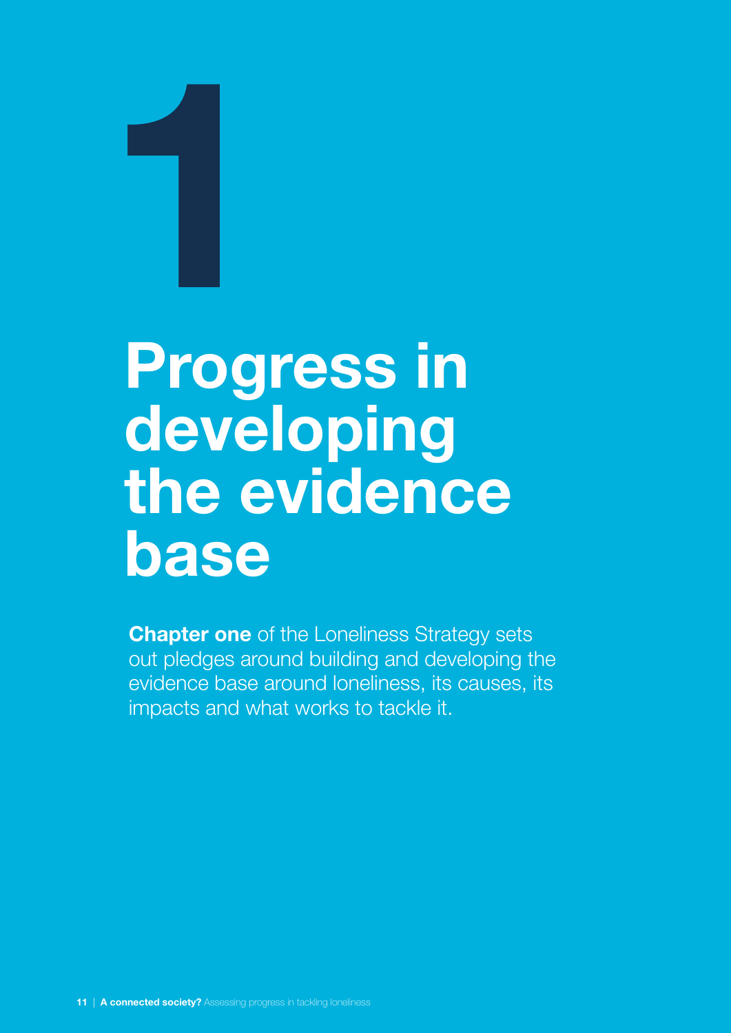# 1

# Progress in developing the evidence base

**Chapter one** of the Loneliness Strategy sets out pledges around building and developing the evidence base around loneliness, its causes, its impacts and what works to tackle it.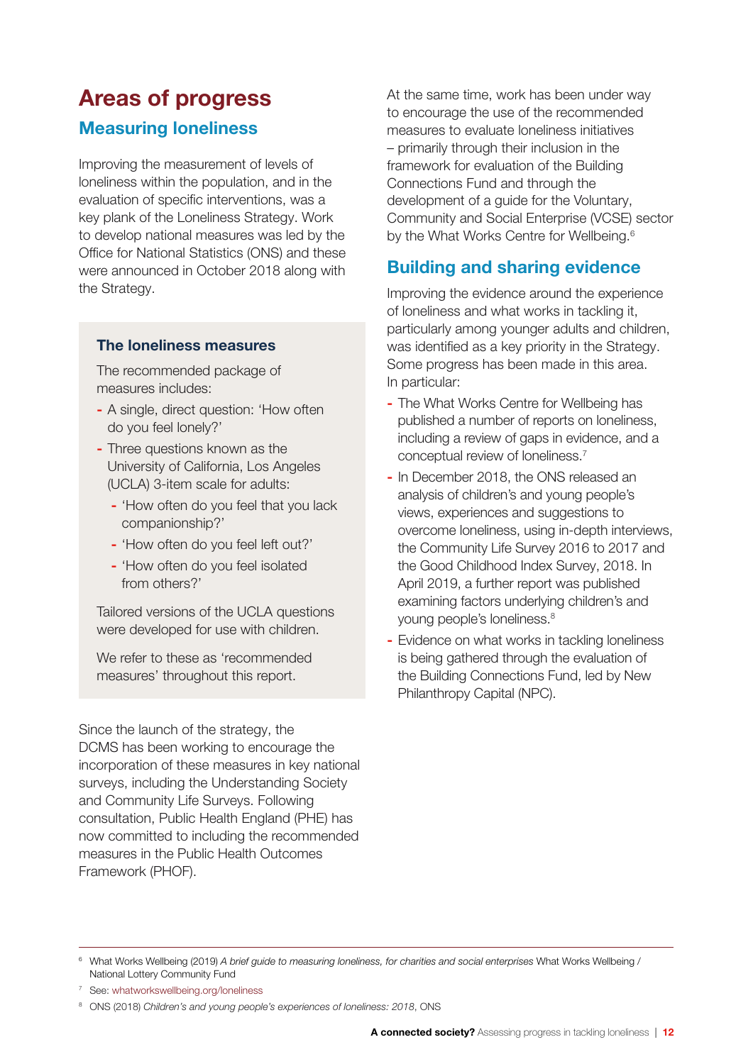// Areas of progress

## Measuring loneliness

Improving the measurement of levels of loneliness within the population, and in the evaluation of specific interventions, was a key plank of the Loneliness Strategy. Work to develop national measures was led by the Office for National Statistics (ONS) and these were announced in October 2018 along with the Strategy.

### The loneliness measures

The recommended package of measures includes:

- A single, direct question: 'How often do you feel lonely?'
- Three questions known as the University of California, Los Angeles (UCLA) 3-item scale for adults:
  - 'How often do you feel that you lack companionship?'
  - 'How often do you feel left out?'
  - 'How often do you feel isolated from others?'

Tailored versions of the UCLA questions were developed for use with children.

We refer to these as 'recommended measures' throughout this report.

Since the launch of the strategy, the DCMS has been working to encourage the incorporation of these measures in key national surveys, including the Understanding Society and Community Life Surveys. Following consultation, Public Health England (PHE) has now committed to including the recommended measures in the Public Health Outcomes Framework (PHOF).

At the same time, work has been under way to encourage the use of the recommended measures to evaluate loneliness initiatives – primarily through their inclusion in the framework for evaluation of the Building Connections Fund and through the development of a guide for the Voluntary, Community and Social Enterprise (VCSE) sector by the What Works Centre for Wellbeing.[6]

## Building and sharing evidence

Improving the evidence around the experience of loneliness and what works in tackling it, particularly among younger adults and children, was identified as a key priority in the Strategy. Some progress has been made in this area. In particular:

- The What Works Centre for Wellbeing has published a number of reports on loneliness, including a review of gaps in evidence, and a conceptual review of loneliness.[7]
- In December 2018, the ONS released an analysis of children's and young people's views, experiences and suggestions to overcome loneliness, using in-depth interviews, the Community Life Survey 2016 to 2017 and the Good Childhood Index Survey, 2018. In April 2019, a further report was published examining factors underlying children's and young people's loneliness.[8]
- Evidence on what works in tackling loneliness is being gathered through the evaluation of the Building Connections Fund, led by New Philanthropy Capital (NPC).

---

[6] What Works Wellbeing (2019) *A brief guide to measuring loneliness, for charities and social enterprises* What Works Wellbeing / National Lottery Community Fund

[7] See: whatworkswellbeing.org/loneliness

[8] ONS (2018) *Children's and young people's experiences of loneliness: 2018*, ONS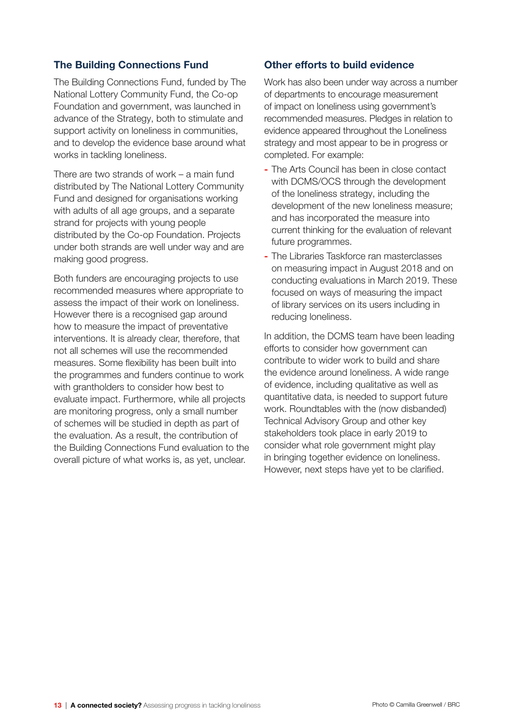### The Building Connections Fund

The Building Connections Fund, funded by The National Lottery Community Fund, the Co-op Foundation and government, was launched in advance of the Strategy, both to stimulate and support activity on loneliness in communities, and to develop the evidence base around what works in tackling loneliness.

There are two strands of work – a main fund distributed by The National Lottery Community Fund and designed for organisations working with adults of all age groups, and a separate strand for projects with young people distributed by the Co-op Foundation. Projects under both strands are well under way and are making good progress.

Both funders are encouraging projects to use recommended measures where appropriate to assess the impact of their work on loneliness. However there is a recognised gap around how to measure the impact of preventative interventions. It is already clear, therefore, that not all schemes will use the recommended measures. Some flexibility has been built into the programmes and funders continue to work with grantholders to consider how best to evaluate impact. Furthermore, while all projects are monitoring progress, only a small number of schemes will be studied in depth as part of the evaluation. As a result, the contribution of the Building Connections Fund evaluation to the overall picture of what works is, as yet, unclear.

### Other efforts to build evidence

Work has also been under way across a number of departments to encourage measurement of impact on loneliness using government's recommended measures. Pledges in relation to evidence appeared throughout the Loneliness strategy and most appear to be in progress or completed. For example:

- The Arts Council has been in close contact with DCMS/OCS through the development of the loneliness strategy, including the development of the new loneliness measure; and has incorporated the measure into current thinking for the evaluation of relevant future programmes.
- The Libraries Taskforce ran masterclasses on measuring impact in August 2018 and on conducting evaluations in March 2019. These focused on ways of measuring the impact of library services on its users including in reducing loneliness.

In addition, the DCMS team have been leading efforts to consider how government can contribute to wider work to build and share the evidence around loneliness. A wide range of evidence, including qualitative as well as quantitative data, is needed to support future work. Roundtables with the (now disbanded) Technical Advisory Group and other key stakeholders took place in early 2019 to consider what role government might play in bringing together evidence on loneliness. However, next steps have yet to be clarified.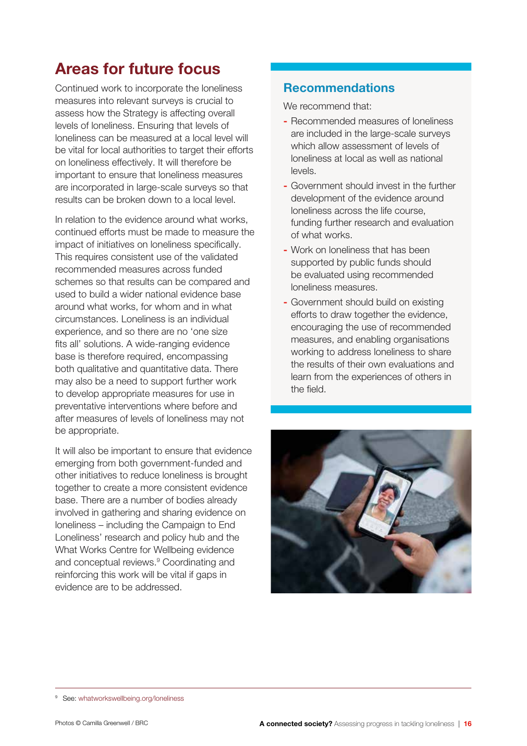## Areas for future focus

Continued work to incorporate the loneliness measures into relevant surveys is crucial to assess how the Strategy is affecting overall levels of loneliness. Ensuring that levels of loneliness can be measured at a local level will be vital for local authorities to target their efforts on loneliness effectively. It will therefore be important to ensure that loneliness measures are incorporated in large-scale surveys so that results can be broken down to a local level.

In relation to the evidence around what works, continued efforts must be made to measure the impact of initiatives on loneliness specifically. This requires consistent use of the validated recommended measures across funded schemes so that results can be compared and used to build a wider national evidence base around what works, for whom and in what circumstances. Loneliness is an individual experience, and so there are no 'one size fits all' solutions. A wide-ranging evidence base is therefore required, encompassing both qualitative and quantitative data. There may also be a need to support further work to develop appropriate measures for use in preventative interventions where before and after measures of levels of loneliness may not be appropriate.

It will also be important to ensure that evidence emerging from both government-funded and other initiatives to reduce loneliness is brought together to create a more consistent evidence base. There are a number of bodies already involved in gathering and sharing evidence on loneliness – including the Campaign to End Loneliness' research and policy hub and the What Works Centre for Wellbeing evidence and conceptual reviews.[9] Coordinating and reinforcing this work will be vital if gaps in evidence are to be addressed.

### Recommendations

We recommend that:

- Recommended measures of loneliness are included in the large-scale surveys which allow assessment of levels of loneliness at local as well as national levels.
- Government should invest in the further development of the evidence around loneliness across the life course, funding further research and evaluation of what works.
- Work on loneliness that has been supported by public funds should be evaluated using recommended loneliness measures.
- Government should build on existing efforts to draw together the evidence, encouraging the use of recommended measures, and enabling organisations working to address loneliness to share the results of their own evaluations and learn from the experiences of others in the field.

[9] See: whatworkswellbeing.org/loneliness

Photos © Camilla Greenwell / BRC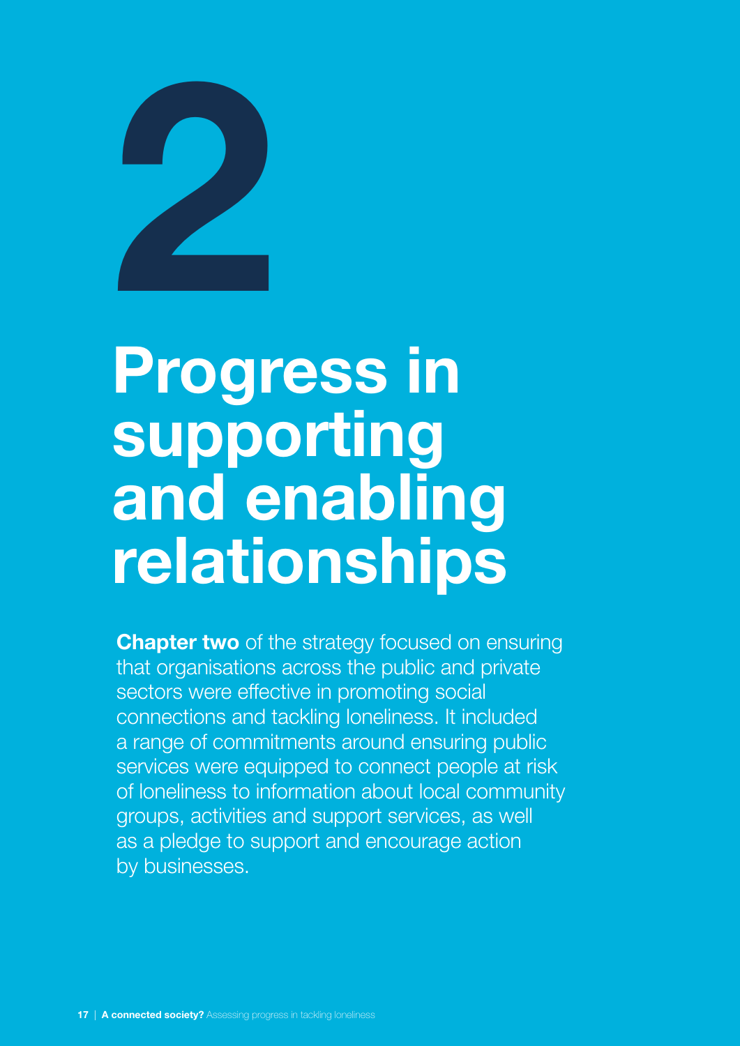# 2

# Progress in supporting and enabling relationships

**Chapter two** of the strategy focused on ensuring that organisations across the public and private sectors were effective in promoting social connections and tackling loneliness. It included a range of commitments around ensuring public services were equipped to connect people at risk of loneliness to information about local community groups, activities and support services, as well as a pledge to support and encourage action by businesses.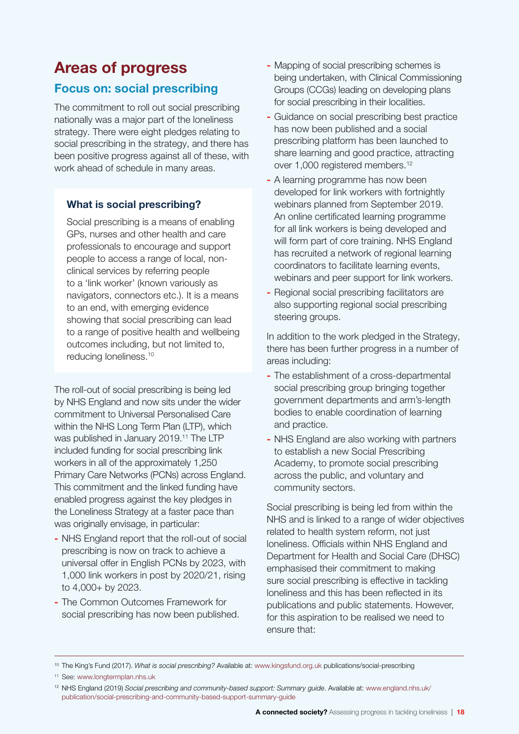# Areas of progress

## Focus on: social prescribing

The commitment to roll out social prescribing nationally was a major part of the loneliness strategy. There were eight pledges relating to social prescribing in the strategy, and there has been positive progress against all of these, with work ahead of schedule in many areas.

### What is social prescribing?

Social prescribing is a means of enabling GPs, nurses and other health and care professionals to encourage and support people to access a range of local, non-clinical services by referring people to a 'link worker' (known variously as navigators, connectors etc.). It is a means to an end, with emerging evidence showing that social prescribing can lead to a range of positive health and wellbeing outcomes including, but not limited to, reducing loneliness.[10]

The roll-out of social prescribing is being led by NHS England and now sits under the wider commitment to Universal Personalised Care within the NHS Long Term Plan (LTP), which was published in January 2019.[11] The LTP included funding for social prescribing link workers in all of the approximately 1,250 Primary Care Networks (PCNs) across England. This commitment and the linked funding have enabled progress against the key pledges in the Loneliness Strategy at a faster pace than was originally envisage, in particular:

- NHS England report that the roll-out of social prescribing is now on track to achieve a universal offer in English PCNs by 2023, with 1,000 link workers in post by 2020/21, rising to 4,000+ by 2023.
- The Common Outcomes Framework for social prescribing has now been published.
- Mapping of social prescribing schemes is being undertaken, with Clinical Commissioning Groups (CCGs) leading on developing plans for social prescribing in their localities.
- Guidance on social prescribing best practice has now been published and a social prescribing platform has been launched to share learning and good practice, attracting over 1,000 registered members.[12]
- A learning programme has now been developed for link workers with fortnightly webinars planned from September 2019. An online certificated learning programme for all link workers is being developed and will form part of core training. NHS England has recruited a network of regional learning coordinators to facilitate learning events, webinars and peer support for link workers.
- Regional social prescribing facilitators are also supporting regional social prescribing steering groups.

In addition to the work pledged in the Strategy, there has been further progress in a number of areas including:

- The establishment of a cross-departmental social prescribing group bringing together government departments and arm's-length bodies to enable coordination of learning and practice.
- NHS England are also working with partners to establish a new Social Prescribing Academy, to promote social prescribing across the public, and voluntary and community sectors.

Social prescribing is being led from within the NHS and is linked to a range of wider objectives related to health system reform, not just loneliness. Officials within NHS England and Department for Health and Social Care (DHSC) emphasised their commitment to making sure social prescribing is effective in tackling loneliness and this has been reflected in its publications and public statements. However, for this aspiration to be realised we need to ensure that:

---

[10] The King's Fund (2017). *What is social prescribing?* Available at: www.kingsfund.org.uk publications/social-prescribing

[11] See: www.longtermplan.nhs.uk

[12] NHS England (2019) *Social prescribing and community-based support: Summary guide*. Available at: www.england.nhs.uk/publication/social-prescribing-and-community-based-support-summary-guide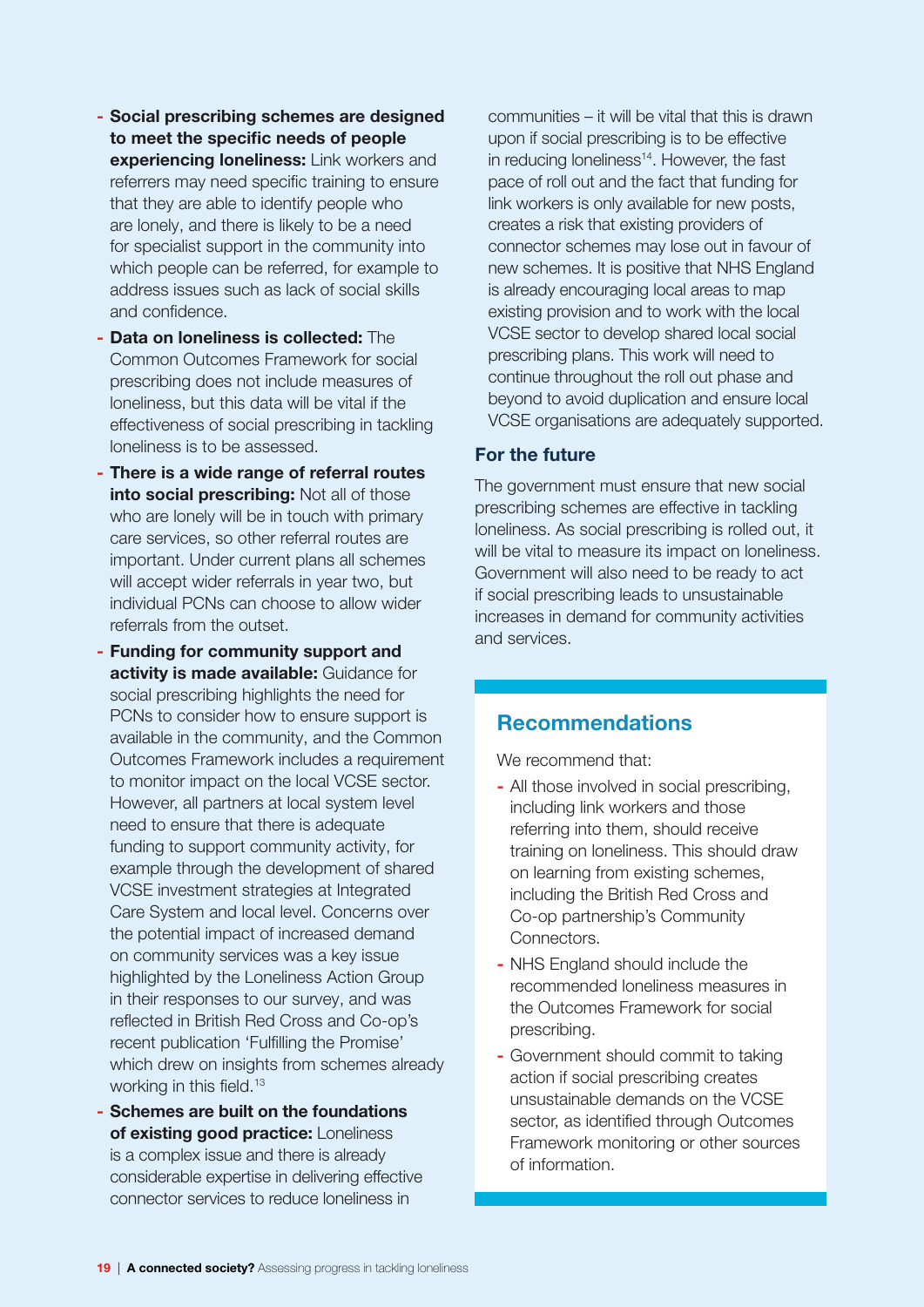- **Social prescribing schemes are designed to meet the specific needs of people experiencing loneliness:** Link workers and referrers may need specific training to ensure that they are able to identify people who are lonely, and there is likely to be a need for specialist support in the community into which people can be referred, for example to address issues such as lack of social skills and confidence.
- **Data on loneliness is collected:** The Common Outcomes Framework for social prescribing does not include measures of loneliness, but this data will be vital if the effectiveness of social prescribing in tackling loneliness is to be assessed.
- **There is a wide range of referral routes into social prescribing:** Not all of those who are lonely will be in touch with primary care services, so other referral routes are important. Under current plans all schemes will accept wider referrals in year two, but individual PCNs can choose to allow wider referrals from the outset.
- **Funding for community support and activity is made available:** Guidance for social prescribing highlights the need for PCNs to consider how to ensure support is available in the community, and the Common Outcomes Framework includes a requirement to monitor impact on the local VCSE sector. However, all partners at local system level need to ensure that there is adequate funding to support community activity, for example through the development of shared VCSE investment strategies at Integrated Care System and local level. Concerns over the potential impact of increased demand on community services was a key issue highlighted by the Loneliness Action Group in their responses to our survey, and was reflected in British Red Cross and Co-op's recent publication 'Fulfilling the Promise' which drew on insights from schemes already working in this field.[13]
- **Schemes are built on the foundations of existing good practice:** Loneliness is a complex issue and there is already considerable expertise in delivering effective connector services to reduce loneliness in communities – it will be vital that this is drawn upon if social prescribing is to be effective in reducing loneliness[14]. However, the fast pace of roll out and the fact that funding for link workers is only available for new posts, creates a risk that existing providers of connector schemes may lose out in favour of new schemes. It is positive that NHS England is already encouraging local areas to map existing provision and to work with the local VCSE sector to develop shared local social prescribing plans. This work will need to continue throughout the roll out phase and beyond to avoid duplication and ensure local VCSE organisations are adequately supported.

### For the future

The government must ensure that new social prescribing schemes are effective in tackling loneliness. As social prescribing is rolled out, it will be vital to measure its impact on loneliness. Government will also need to be ready to act if social prescribing leads to unsustainable increases in demand for community activities and services.

## Recommendations

We recommend that:

- All those involved in social prescribing, including link workers and those referring into them, should receive training on loneliness. This should draw on learning from existing schemes, including the British Red Cross and Co-op partnership's Community Connectors.
- NHS England should include the recommended loneliness measures in the Outcomes Framework for social prescribing.
- Government should commit to taking action if social prescribing creates unsustainable demands on the VCSE sector, as identified through Outcomes Framework monitoring or other sources of information.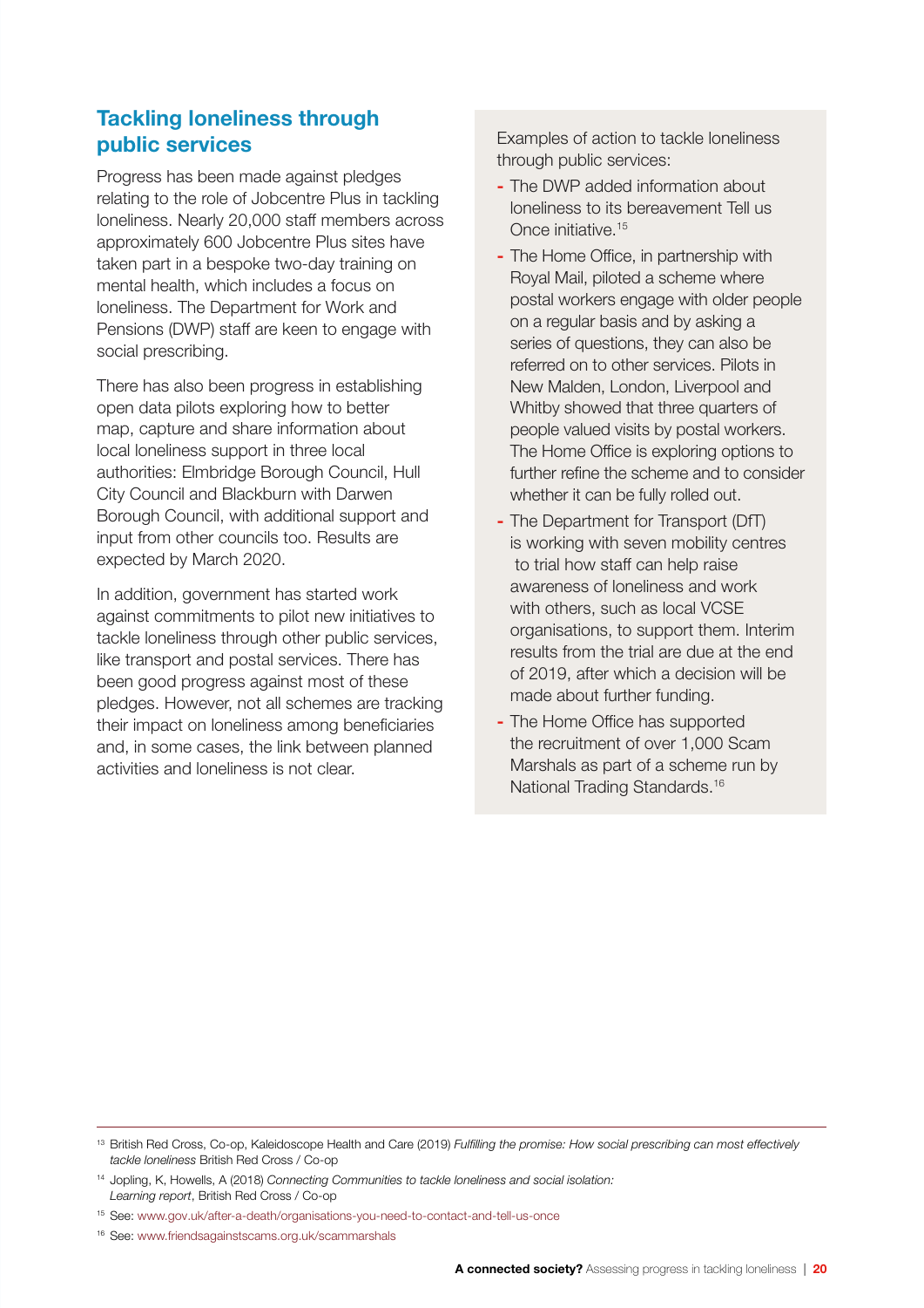## Tackling loneliness through public services

Progress has been made against pledges relating to the role of Jobcentre Plus in tackling loneliness. Nearly 20,000 staff members across approximately 600 Jobcentre Plus sites have taken part in a bespoke two-day training on mental health, which includes a focus on loneliness. The Department for Work and Pensions (DWP) staff are keen to engage with social prescribing.

There has also been progress in establishing open data pilots exploring how to better map, capture and share information about local loneliness support in three local authorities: Elmbridge Borough Council, Hull City Council and Blackburn with Darwen Borough Council, with additional support and input from other councils too. Results are expected by March 2020.

In addition, government has started work against commitments to pilot new initiatives to tackle loneliness through other public services, like transport and postal services. There has been good progress against most of these pledges. However, not all schemes are tracking their impact on loneliness among beneficiaries and, in some cases, the link between planned activities and loneliness is not clear.

Examples of action to tackle loneliness through public services:

- The DWP added information about loneliness to its bereavement Tell us Once initiative.[15]
- The Home Office, in partnership with Royal Mail, piloted a scheme where postal workers engage with older people on a regular basis and by asking a series of questions, they can also be referred on to other services. Pilots in New Malden, London, Liverpool and Whitby showed that three quarters of people valued visits by postal workers. The Home Office is exploring options to further refine the scheme and to consider whether it can be fully rolled out.
- The Department for Transport (DfT) is working with seven mobility centres to trial how staff can help raise awareness of loneliness and work with others, such as local VCSE organisations, to support them. Interim results from the trial are due at the end of 2019, after which a decision will be made about further funding.
- The Home Office has supported the recruitment of over 1,000 Scam Marshals as part of a scheme run by National Trading Standards.[16]

---

[13] British Red Cross, Co-op, Kaleidoscope Health and Care (2019) *Fulfilling the promise: How social prescribing can most effectively tackle loneliness* British Red Cross / Co-op

[14] Jopling, K, Howells, A (2018) *Connecting Communities to tackle loneliness and social isolation: Learning report*, British Red Cross / Co-op

[15] See: www.gov.uk/after-a-death/organisations-you-need-to-contact-and-tell-us-once

[16] See: www.friendsagainstscams.org.uk/scammarshals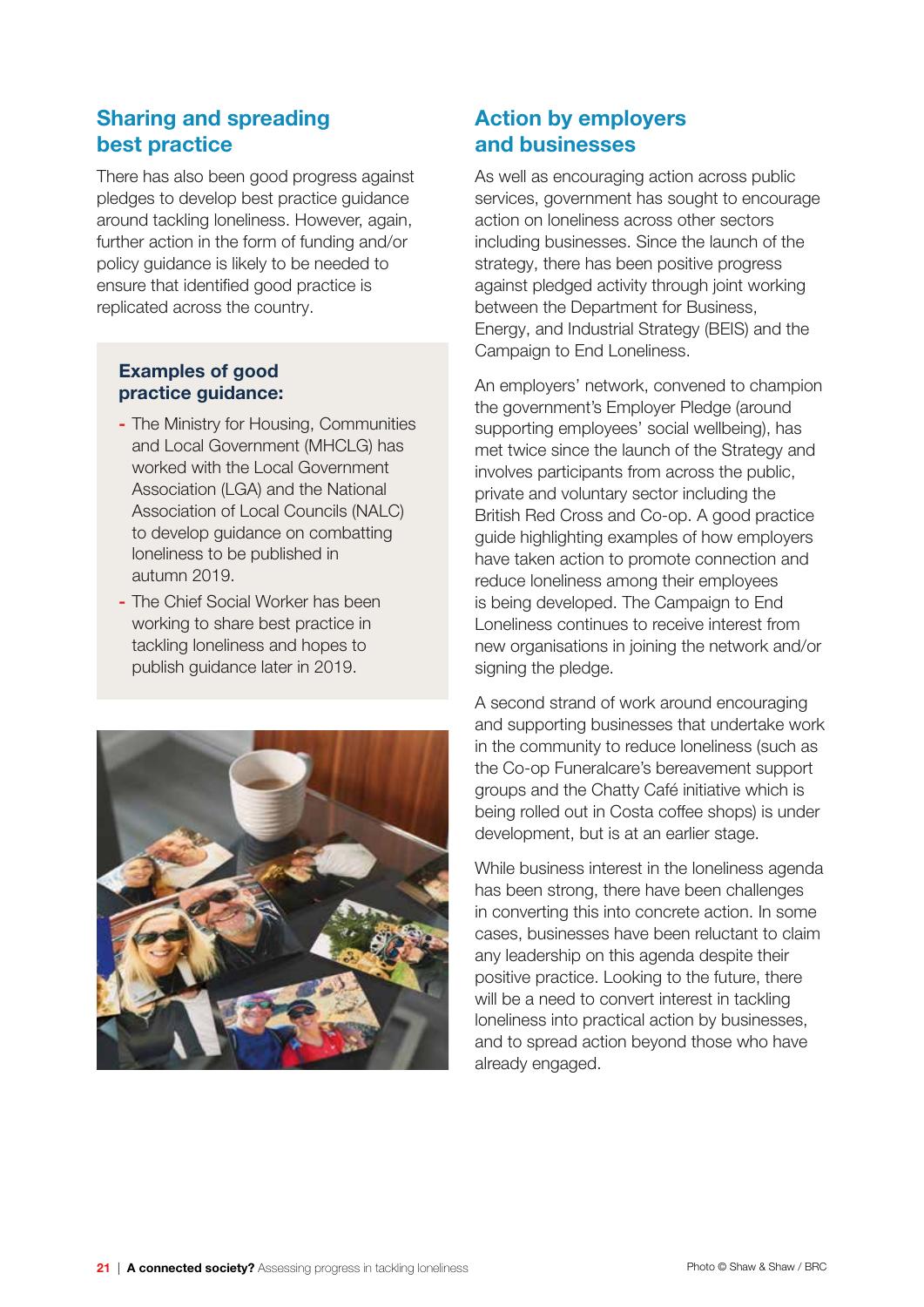## Sharing and spreading best practice

There has also been good progress against pledges to develop best practice guidance around tackling loneliness. However, again, further action in the form of funding and/or policy guidance is likely to be needed to ensure that identified good practice is replicated across the country.

### Examples of good practice guidance:

- The Ministry for Housing, Communities and Local Government (MHCLG) has worked with the Local Government Association (LGA) and the National Association of Local Councils (NALC) to develop guidance on combatting loneliness to be published in autumn 2019.
- The Chief Social Worker has been working to share best practice in tackling loneliness and hopes to publish guidance later in 2019.

## Action by employers and businesses

As well as encouraging action across public services, government has sought to encourage action on loneliness across other sectors including businesses. Since the launch of the strategy, there has been positive progress against pledged activity through joint working between the Department for Business, Energy, and Industrial Strategy (BEIS) and the Campaign to End Loneliness.

An employers' network, convened to champion the government's Employer Pledge (around supporting employees' social wellbeing), has met twice since the launch of the Strategy and involves participants from across the public, private and voluntary sector including the British Red Cross and Co-op. A good practice guide highlighting examples of how employers have taken action to promote connection and reduce loneliness among their employees is being developed. The Campaign to End Loneliness continues to receive interest from new organisations in joining the network and/or signing the pledge.

A second strand of work around encouraging and supporting businesses that undertake work in the community to reduce loneliness (such as the Co-op Funeralcare's bereavement support groups and the Chatty Café initiative which is being rolled out in Costa coffee shops) is under development, but is at an earlier stage.

While business interest in the loneliness agenda has been strong, there have been challenges in converting this into concrete action. In some cases, businesses have been reluctant to claim any leadership on this agenda despite their positive practice. Looking to the future, there will be a need to convert interest in tackling loneliness into practical action by businesses, and to spread action beyond those who have already engaged.

Photo © Shaw & Shaw / BRC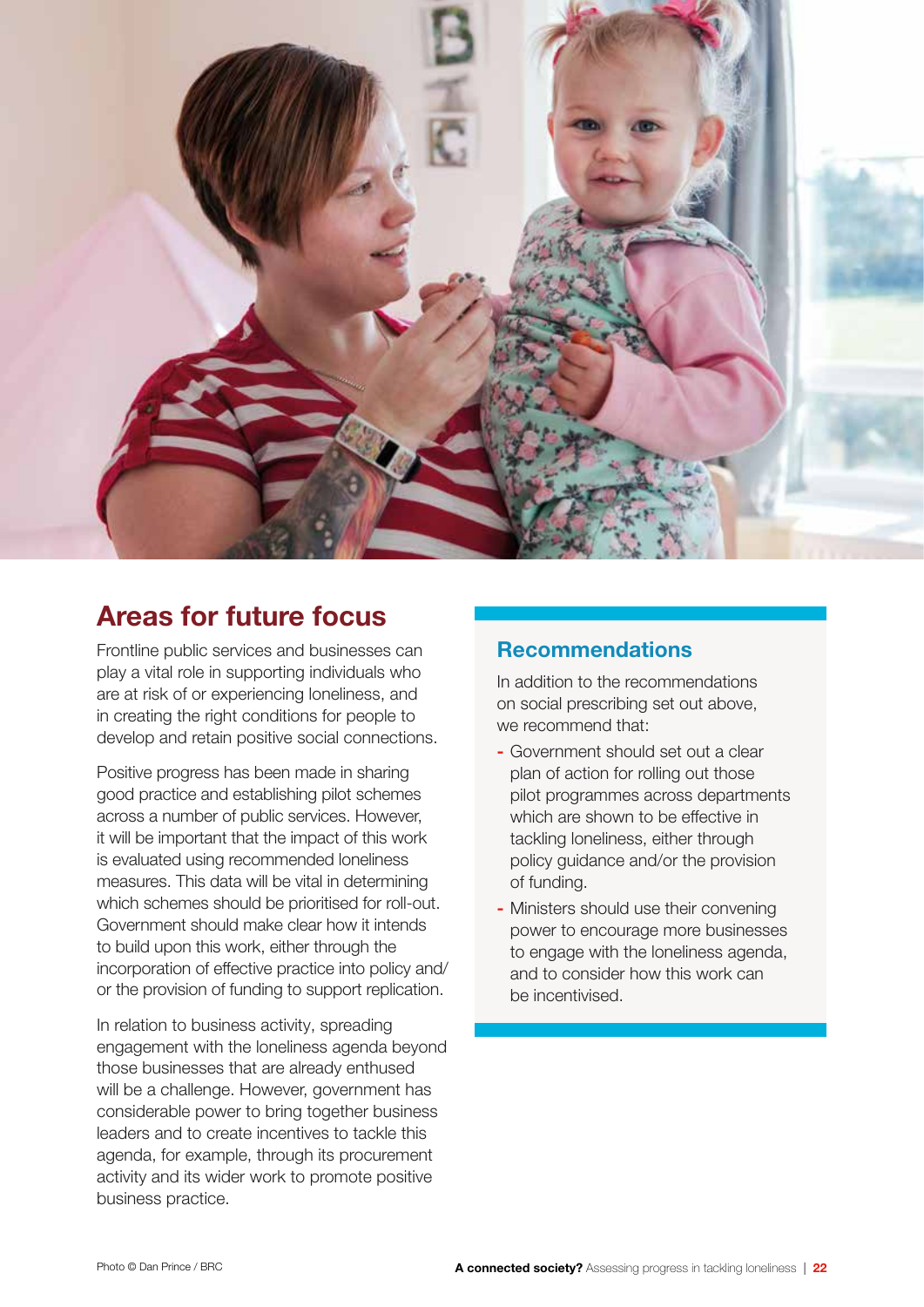## Areas for future focus

Frontline public services and businesses can play a vital role in supporting individuals who are at risk of or experiencing loneliness, and in creating the right conditions for people to develop and retain positive social connections.

Positive progress has been made in sharing good practice and establishing pilot schemes across a number of public services. However, it will be important that the impact of this work is evaluated using recommended loneliness measures. This data will be vital in determining which schemes should be prioritised for roll-out. Government should make clear how it intends to build upon this work, either through the incorporation of effective practice into policy and/or the provision of funding to support replication.

In relation to business activity, spreading engagement with the loneliness agenda beyond those businesses that are already enthused will be a challenge. However, government has considerable power to bring together business leaders and to create incentives to tackle this agenda, for example, through its procurement activity and its wider work to promote positive business practice.

### Recommendations

In addition to the recommendations on social prescribing set out above, we recommend that:

- Government should set out a clear plan of action for rolling out those pilot programmes across departments which are shown to be effective in tackling loneliness, either through policy guidance and/or the provision of funding.
- Ministers should use their convening power to encourage more businesses to engage with the loneliness agenda, and to consider how this work can be incentivised.

Photo © Dan Prince / BRC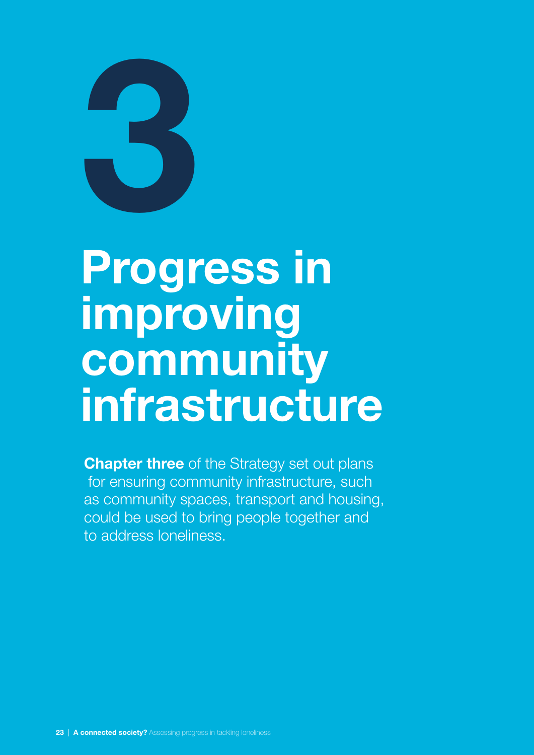# 3

# Progress in improving community infrastructure

**Chapter three** of the Strategy set out plans for ensuring community infrastructure, such as community spaces, transport and housing, could be used to bring people together and to address loneliness.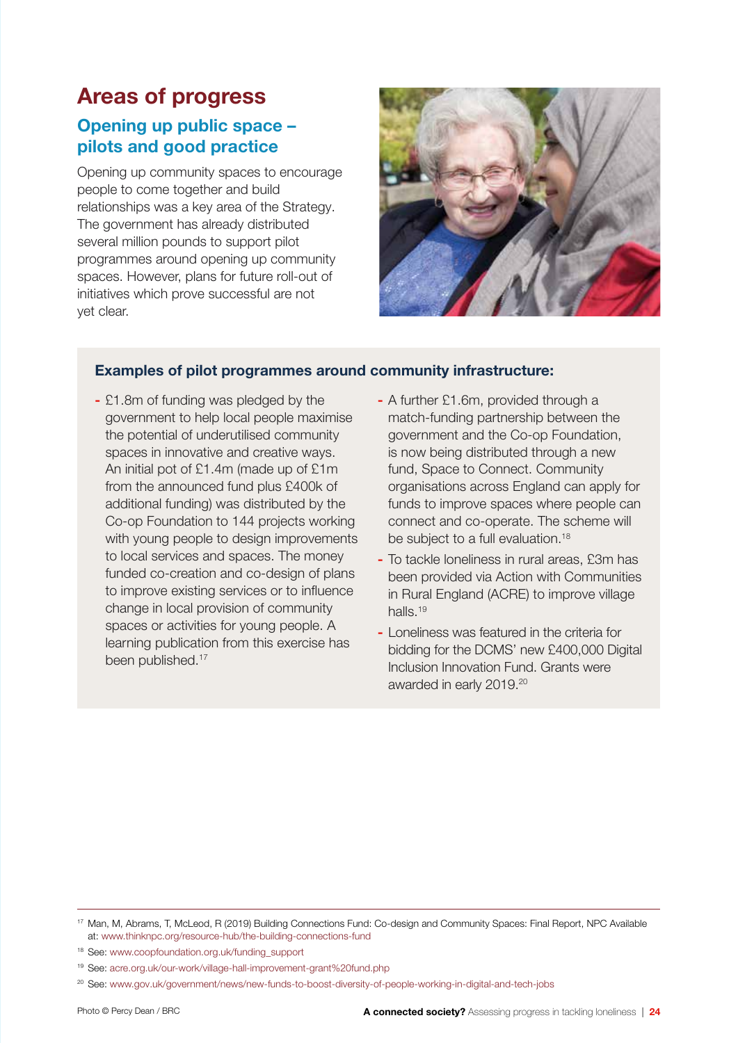# Areas of progress

## Opening up public space – pilots and good practice

Opening up community spaces to encourage people to come together and build relationships was a key area of the Strategy. The government has already distributed several million pounds to support pilot programmes around opening up community spaces. However, plans for future roll-out of initiatives which prove successful are not yet clear.

### Examples of pilot programmes around community infrastructure:

- £1.8m of funding was pledged by the government to help local people maximise the potential of underutilised community spaces in innovative and creative ways. An initial pot of £1.4m (made up of £1m from the announced fund plus £400k of additional funding) was distributed by the Co-op Foundation to 144 projects working with young people to design improvements to local services and spaces. The money funded co-creation and co-design of plans to improve existing services or to influence change in local provision of community spaces or activities for young people. A learning publication from this exercise has been published.[17]
- A further £1.6m, provided through a match-funding partnership between the government and the Co-op Foundation, is now being distributed through a new fund, Space to Connect. Community organisations across England can apply for funds to improve spaces where people can connect and co-operate. The scheme will be subject to a full evaluation.[18]
- To tackle loneliness in rural areas, £3m has been provided via Action with Communities in Rural England (ACRE) to improve village halls.[19]
- Loneliness was featured in the criteria for bidding for the DCMS' new £400,000 Digital Inclusion Innovation Fund. Grants were awarded in early 2019.[20]

[17] Man, M, Abrams, T, McLeod, R (2019) Building Connections Fund: Co-design and Community Spaces: Final Report, NPC Available at: www.thinknpc.org/resource-hub/the-building-connections-fund

[18] See: www.coopfoundation.org.uk/funding_support

[19] See: acre.org.uk/our-work/village-hall-improvement-grant%20fund.php

[20] See: www.gov.uk/government/news/new-funds-to-boost-diversity-of-people-working-in-digital-and-tech-jobs

Photo © Percy Dean / BRC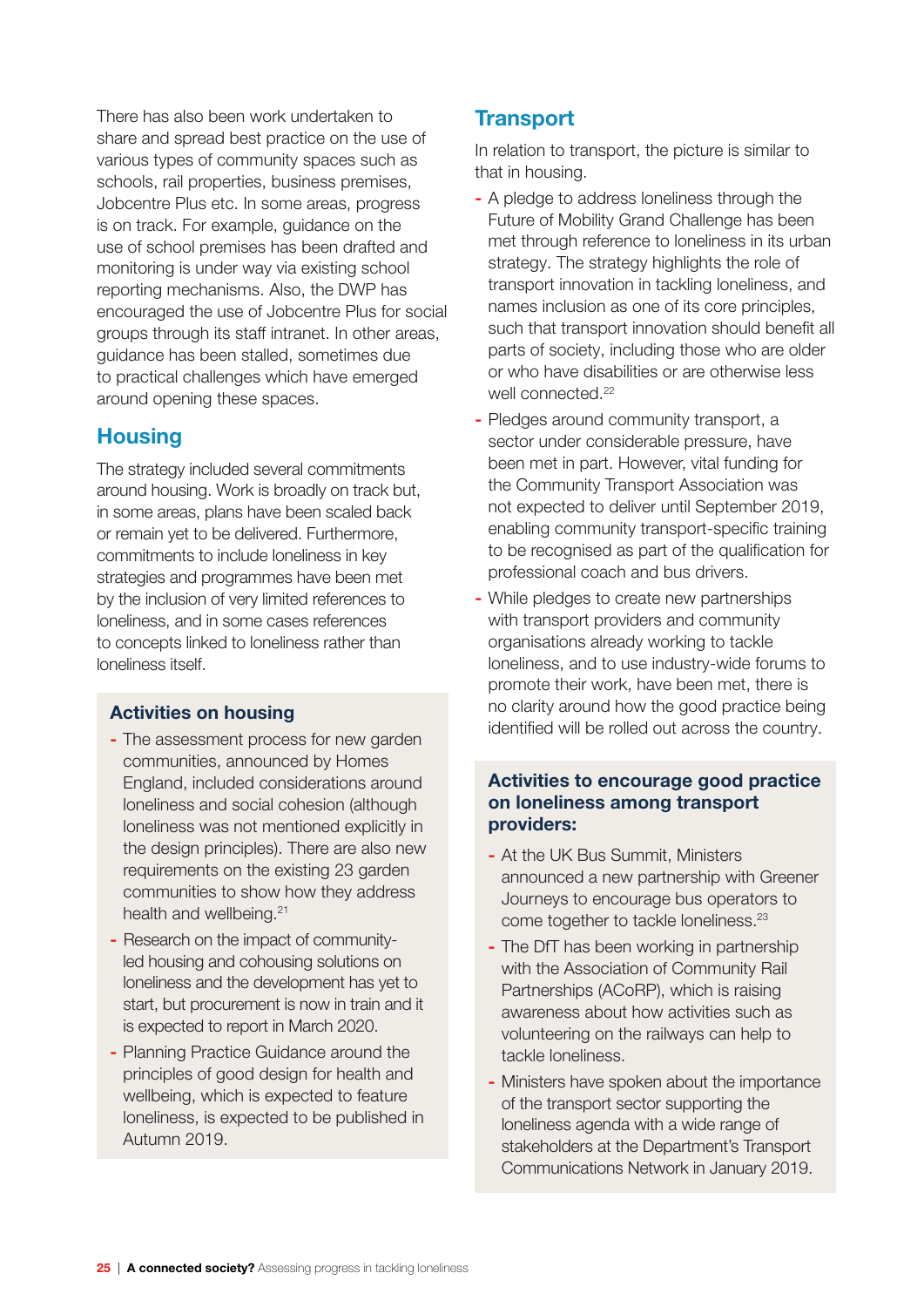There has also been work undertaken to share and spread best practice on the use of various types of community spaces such as schools, rail properties, business premises, Jobcentre Plus etc. In some areas, progress is on track. For example, guidance on the use of school premises has been drafted and monitoring is under way via existing school reporting mechanisms. Also, the DWP has encouraged the use of Jobcentre Plus for social groups through its staff intranet. In other areas, guidance has been stalled, sometimes due to practical challenges which have emerged around opening these spaces.

## Housing

The strategy included several commitments around housing. Work is broadly on track but, in some areas, plans have been scaled back or remain yet to be delivered. Furthermore, commitments to include loneliness in key strategies and programmes have been met by the inclusion of very limited references to loneliness, and in some cases references to concepts linked to loneliness rather than loneliness itself.

### Activities on housing

- The assessment process for new garden communities, announced by Homes England, included considerations around loneliness and social cohesion (although loneliness was not mentioned explicitly in the design principles). There are also new requirements on the existing 23 garden communities to show how they address health and wellbeing.[21]
- Research on the impact of community-led housing and cohousing solutions on loneliness and the development has yet to start, but procurement is now in train and it is expected to report in March 2020.
- Planning Practice Guidance around the principles of good design for health and wellbeing, which is expected to feature loneliness, is expected to be published in Autumn 2019.

## Transport

In relation to transport, the picture is similar to that in housing.

- A pledge to address loneliness through the Future of Mobility Grand Challenge has been met through reference to loneliness in its urban strategy. The strategy highlights the role of transport innovation in tackling loneliness, and names inclusion as one of its core principles, such that transport innovation should benefit all parts of society, including those who are older or who have disabilities or are otherwise less well connected.[22]
- Pledges around community transport, a sector under considerable pressure, have been met in part. However, vital funding for the Community Transport Association was not expected to deliver until September 2019, enabling community transport-specific training to be recognised as part of the qualification for professional coach and bus drivers.
- While pledges to create new partnerships with transport providers and community organisations already working to tackle loneliness, and to use industry-wide forums to promote their work, have been met, there is no clarity around how the good practice being identified will be rolled out across the country.

### Activities to encourage good practice on loneliness among transport providers:

- At the UK Bus Summit, Ministers announced a new partnership with Greener Journeys to encourage bus operators to come together to tackle loneliness.[23]
- The DfT has been working in partnership with the Association of Community Rail Partnerships (ACoRP), which is raising awareness about how activities such as volunteering on the railways can help to tackle loneliness.
- Ministers have spoken about the importance of the transport sector supporting the loneliness agenda with a wide range of stakeholders at the Department's Transport Communications Network in January 2019.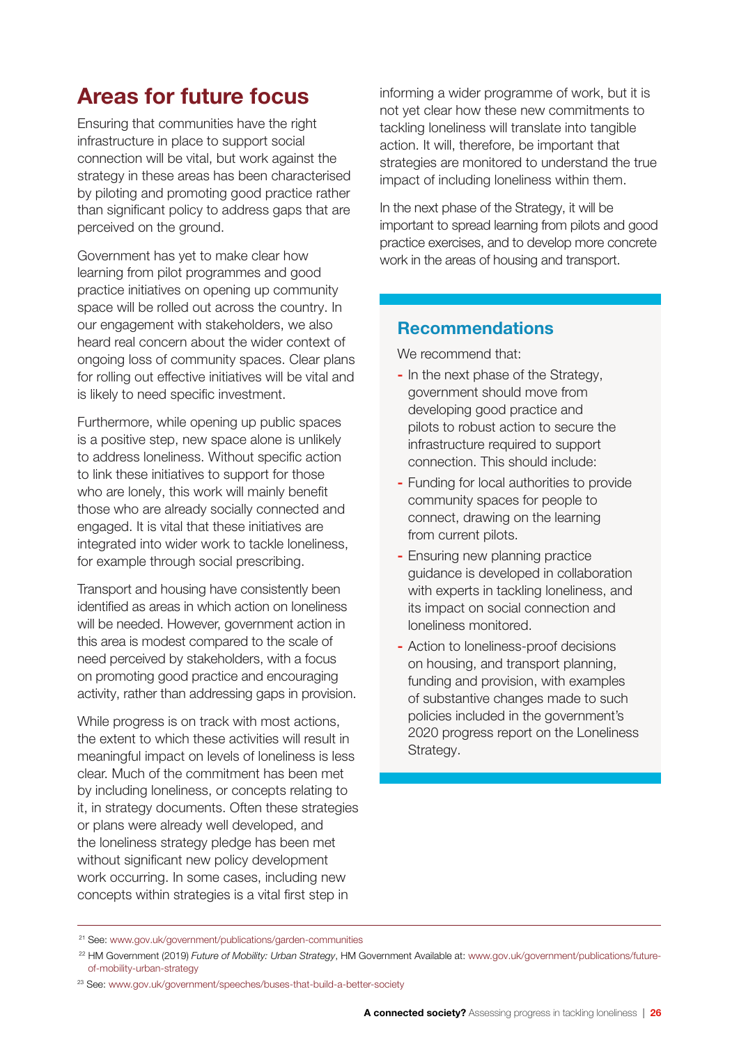## Areas for future focus

Ensuring that communities have the right infrastructure in place to support social connection will be vital, but work against the strategy in these areas has been characterised by piloting and promoting good practice rather than significant policy to address gaps that are perceived on the ground.

Government has yet to make clear how learning from pilot programmes and good practice initiatives on opening up community space will be rolled out across the country. In our engagement with stakeholders, we also heard real concern about the wider context of ongoing loss of community spaces. Clear plans for rolling out effective initiatives will be vital and is likely to need specific investment.

Furthermore, while opening up public spaces is a positive step, new space alone is unlikely to address loneliness. Without specific action to link these initiatives to support for those who are lonely, this work will mainly benefit those who are already socially connected and engaged. It is vital that these initiatives are integrated into wider work to tackle loneliness, for example through social prescribing.

Transport and housing have consistently been identified as areas in which action on loneliness will be needed. However, government action in this area is modest compared to the scale of need perceived by stakeholders, with a focus on promoting good practice and encouraging activity, rather than addressing gaps in provision.

While progress is on track with most actions, the extent to which these activities will result in meaningful impact on levels of loneliness is less clear. Much of the commitment has been met by including loneliness, or concepts relating to it, in strategy documents. Often these strategies or plans were already well developed, and the loneliness strategy pledge has been met without significant new policy development work occurring. In some cases, including new concepts within strategies is a vital first step in informing a wider programme of work, but it is not yet clear how these new commitments to tackling loneliness will translate into tangible action. It will, therefore, be important that strategies are monitored to understand the true impact of including loneliness within them.

In the next phase of the Strategy, it will be important to spread learning from pilots and good practice exercises, and to develop more concrete work in the areas of housing and transport.

### Recommendations

We recommend that:

- In the next phase of the Strategy, government should move from developing good practice and pilots to robust action to secure the infrastructure required to support connection. This should include:
- Funding for local authorities to provide community spaces for people to connect, drawing on the learning from current pilots.
- Ensuring new planning practice guidance is developed in collaboration with experts in tackling loneliness, and its impact on social connection and loneliness monitored.
- Action to loneliness-proof decisions on housing, and transport planning, funding and provision, with examples of substantive changes made to such policies included in the government's 2020 progress report on the Loneliness Strategy.

---

[21] See: www.gov.uk/government/publications/garden-communities

[22] HM Government (2019) *Future of Mobility: Urban Strategy*, HM Government Available at: www.gov.uk/government/publications/future-of-mobility-urban-strategy

[23] See: www.gov.uk/government/speeches/buses-that-build-a-better-society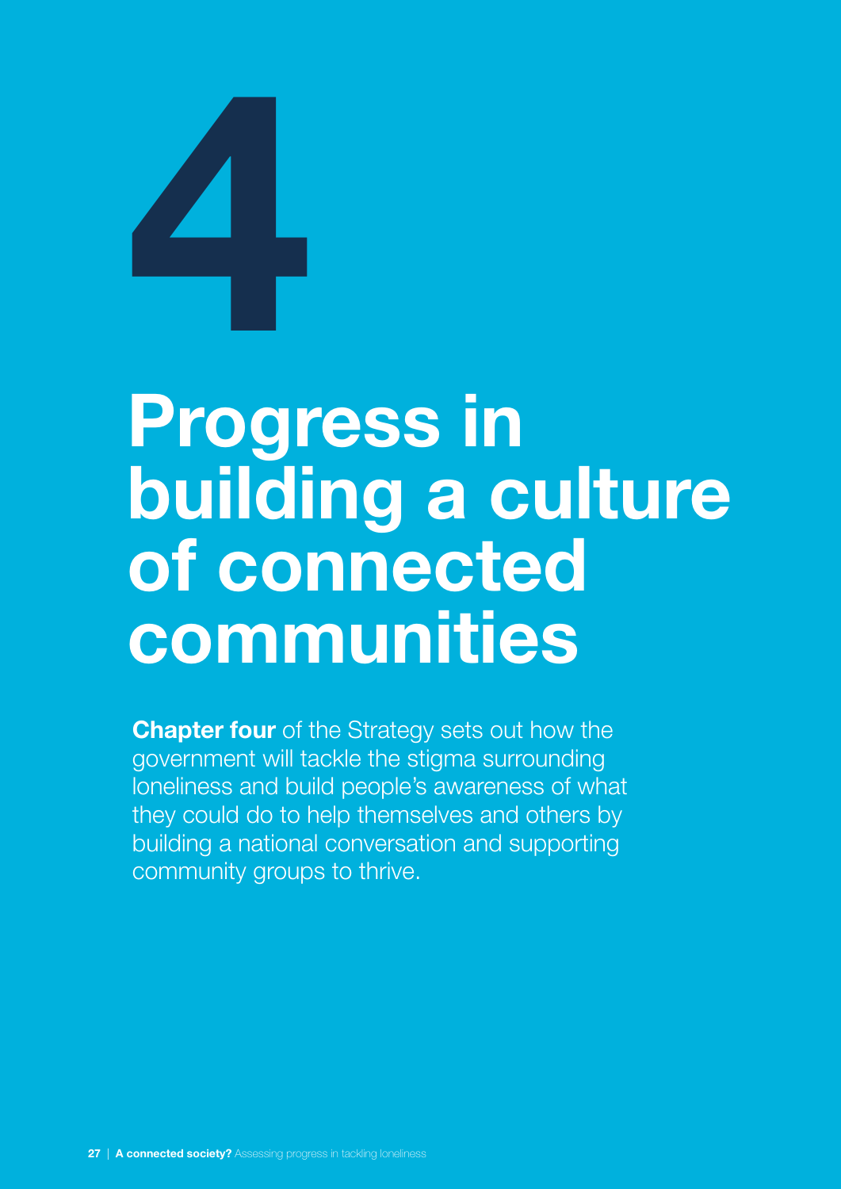# 4

# Progress in building a culture of connected communities

**Chapter four** of the Strategy sets out how the government will tackle the stigma surrounding loneliness and build people's awareness of what they could do to help themselves and others by building a national conversation and supporting community groups to thrive.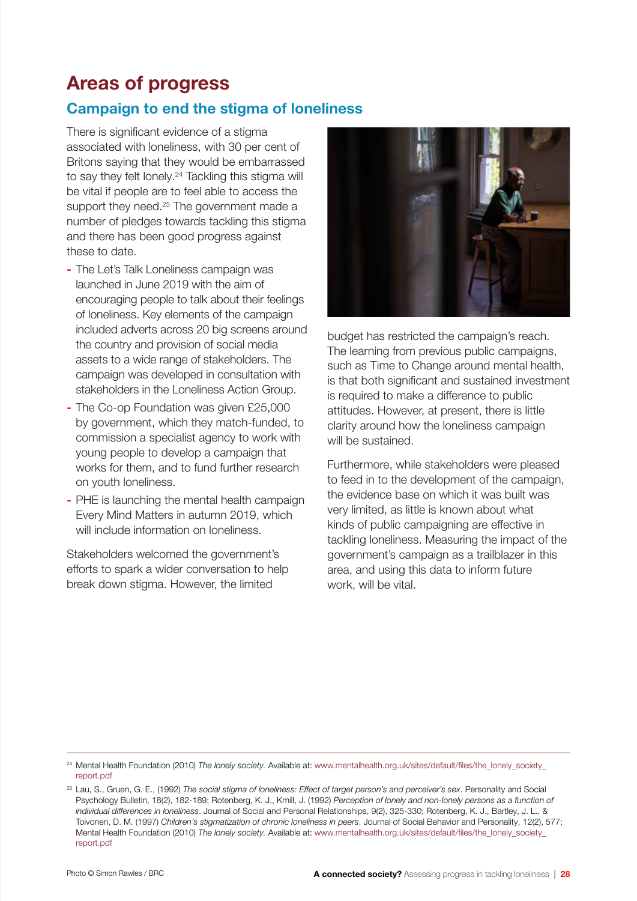## Areas of progress

### Campaign to end the stigma of loneliness

There is significant evidence of a stigma associated with loneliness, with 30 per cent of Britons saying that they would be embarrassed to say they felt lonely.[24] Tackling this stigma will be vital if people are to feel able to access the support they need.[25] The government made a number of pledges towards tackling this stigma and there has been good progress against these to date.

- The Let's Talk Loneliness campaign was launched in June 2019 with the aim of encouraging people to talk about their feelings of loneliness. Key elements of the campaign included adverts across 20 big screens around the country and provision of social media assets to a wide range of stakeholders. The campaign was developed in consultation with stakeholders in the Loneliness Action Group.
- The Co-op Foundation was given £25,000 by government, which they match-funded, to commission a specialist agency to work with young people to develop a campaign that works for them, and to fund further research on youth loneliness.
- PHE is launching the mental health campaign Every Mind Matters in autumn 2019, which will include information on loneliness.

Stakeholders welcomed the government's efforts to spark a wider conversation to help break down stigma. However, the limited budget has restricted the campaign's reach. The learning from previous public campaigns, such as Time to Change around mental health, is that both significant and sustained investment is required to make a difference to public attitudes. However, at present, there is little clarity around how the loneliness campaign will be sustained.

Furthermore, while stakeholders were pleased to feed in to the development of the campaign, the evidence base on which it was built was very limited, as little is known about what kinds of public campaigning are effective in tackling loneliness. Measuring the impact of the government's campaign as a trailblazer in this area, and using this data to inform future work, will be vital.

---

[24] Mental Health Foundation (2010) *The lonely society.* Available at: www.mentalhealth.org.uk/sites/default/files/the_lonely_society_report.pdf

[25] Lau, S., Gruen, G. E., (1992) *The social stigma of loneliness: Effect of target person's and perceiver's sex*. Personality and Social Psychology Bulletin, 18(2), 182-189; Rotenberg, K. J., Kmill, J. (1992) *Perception of lonely and non-lonely persons as a function of individual differences in loneliness*. Journal of Social and Personal Relationships, 9(2), 325-330; Rotenberg, K. J., Bartley, J. L., & Toivonen, D. M. (1997) *Children's stigmatization of chronic loneliness in peers*. Journal of Social Behavior and Personality, 12(2), 577; Mental Health Foundation (2010) *The lonely society.* Available at: www.mentalhealth.org.uk/sites/default/files/the_lonely_society_report.pdf

Photo © Simon Rawles / BRC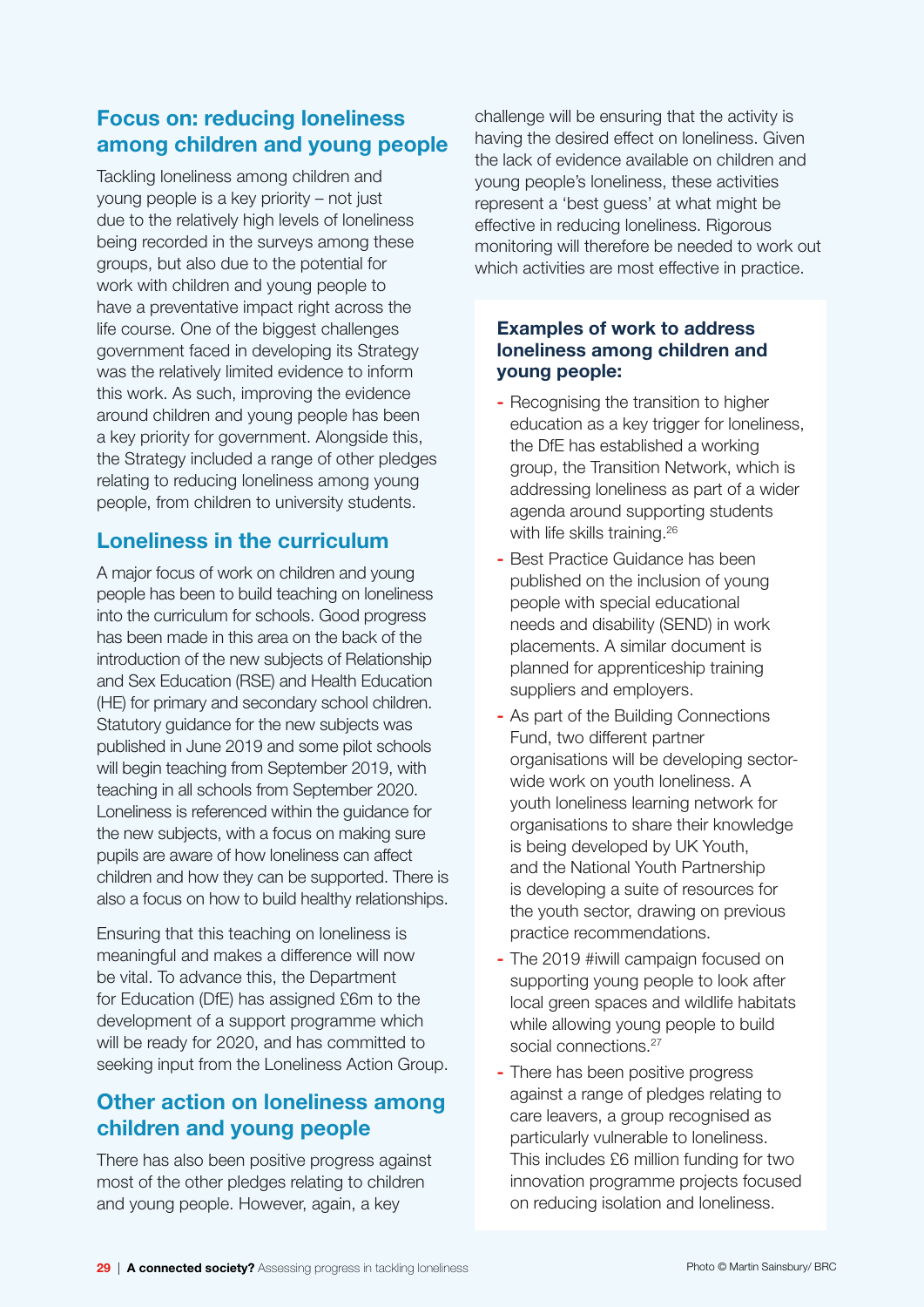## Focus on: reducing loneliness among children and young people

Tackling loneliness among children and young people is a key priority – not just due to the relatively high levels of loneliness being recorded in the surveys among these groups, but also due to the potential for work with children and young people to have a preventative impact right across the life course. One of the biggest challenges government faced in developing its Strategy was the relatively limited evidence to inform this work. As such, improving the evidence around children and young people has been a key priority for government. Alongside this, the Strategy included a range of other pledges relating to reducing loneliness among young people, from children to university students.

### Loneliness in the curriculum

A major focus of work on children and young people has been to build teaching on loneliness into the curriculum for schools. Good progress has been made in this area on the back of the introduction of the new subjects of Relationship and Sex Education (RSE) and Health Education (HE) for primary and secondary school children. Statutory guidance for the new subjects was published in June 2019 and some pilot schools will begin teaching from September 2019, with teaching in all schools from September 2020. Loneliness is referenced within the guidance for the new subjects, with a focus on making sure pupils are aware of how loneliness can affect children and how they can be supported. There is also a focus on how to build healthy relationships.

Ensuring that this teaching on loneliness is meaningful and makes a difference will now be vital. To advance this, the Department for Education (DfE) has assigned £6m to the development of a support programme which will be ready for 2020, and has committed to seeking input from the Loneliness Action Group.

### Other action on loneliness among children and young people

There has also been positive progress against most of the other pledges relating to children and young people. However, again, a key challenge will be ensuring that the activity is having the desired effect on loneliness. Given the lack of evidence available on children and young people's loneliness, these activities represent a 'best guess' at what might be effective in reducing loneliness. Rigorous monitoring will therefore be needed to work out which activities are most effective in practice.

**Examples of work to address loneliness among children and young people:**

- Recognising the transition to higher education as a key trigger for loneliness, the DfE has established a working group, the Transition Network, which is addressing loneliness as part of a wider agenda around supporting students with life skills training.[26]
- Best Practice Guidance has been published on the inclusion of young people with special educational needs and disability (SEND) in work placements. A similar document is planned for apprenticeship training suppliers and employers.
- As part of the Building Connections Fund, two different partner organisations will be developing sector-wide work on youth loneliness. A youth loneliness learning network for organisations to share their knowledge is being developed by UK Youth, and the National Youth Partnership is developing a suite of resources for the youth sector, drawing on previous practice recommendations.
- The 2019 #iwill campaign focused on supporting young people to look after local green spaces and wildlife habitats while allowing young people to build social connections.[27]
- There has been positive progress against a range of pledges relating to care leavers, a group recognised as particularly vulnerable to loneliness. This includes £6 million funding for two innovation programme projects focused on reducing isolation and loneliness.

Photo © Martin Sainsbury/ BRC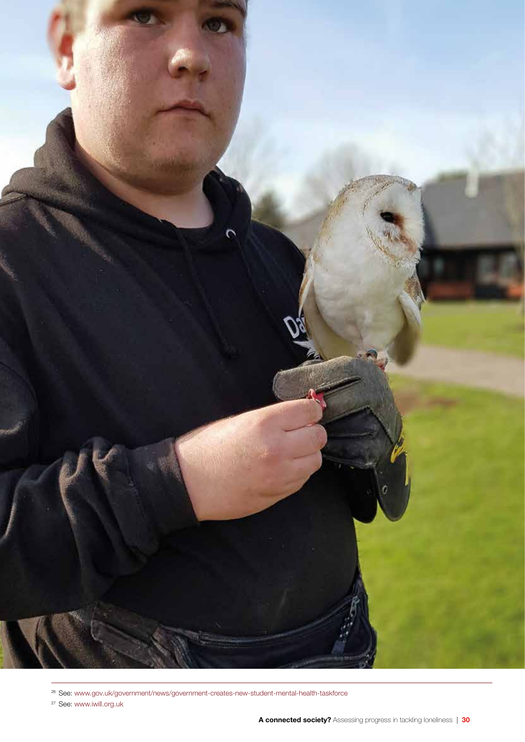[26] See: www.gov.uk/government/news/government-creates-new-student-mental-health-taskforce

[27] See: www.iwill.org.uk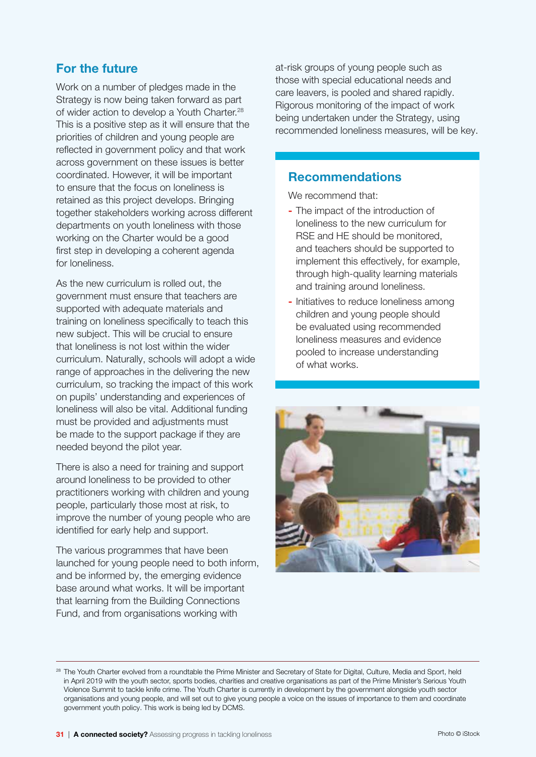## For the future

Work on a number of pledges made in the Strategy is now being taken forward as part of wider action to develop a Youth Charter.[28] This is a positive step as it will ensure that the priorities of children and young people are reflected in government policy and that work across government on these issues is better coordinated. However, it will be important to ensure that the focus on loneliness is retained as this project develops. Bringing together stakeholders working across different departments on youth loneliness with those working on the Charter would be a good first step in developing a coherent agenda for loneliness.

As the new curriculum is rolled out, the government must ensure that teachers are supported with adequate materials and training on loneliness specifically to teach this new subject. This will be crucial to ensure that loneliness is not lost within the wider curriculum. Naturally, schools will adopt a wide range of approaches in the delivering the new curriculum, so tracking the impact of this work on pupils' understanding and experiences of loneliness will also be vital. Additional funding must be provided and adjustments must be made to the support package if they are needed beyond the pilot year.

There is also a need for training and support around loneliness to be provided to other practitioners working with children and young people, particularly those most at risk, to improve the number of young people who are identified for early help and support.

The various programmes that have been launched for young people need to both inform, and be informed by, the emerging evidence base around what works. It will be important that learning from the Building Connections Fund, and from organisations working with at-risk groups of young people such as those with special educational needs and care leavers, is pooled and shared rapidly. Rigorous monitoring of the impact of work being undertaken under the Strategy, using recommended loneliness measures, will be key.

### Recommendations

We recommend that:

- The impact of the introduction of loneliness to the new curriculum for RSE and HE should be monitored, and teachers should be supported to implement this effectively, for example, through high-quality learning materials and training around loneliness.
- Initiatives to reduce loneliness among children and young people should be evaluated using recommended loneliness measures and evidence pooled to increase understanding of what works.

Photo © iStock

[28] The Youth Charter evolved from a roundtable the Prime Minister and Secretary of State for Digital, Culture, Media and Sport, held in April 2019 with the youth sector, sports bodies, charities and creative organisations as part of the Prime Minister's Serious Youth Violence Summit to tackle knife crime. The Youth Charter is currently in development by the government alongside youth sector organisations and young people, and will set out to give young people a voice on the issues of importance to them and coordinate government youth policy. This work is being led by DCMS.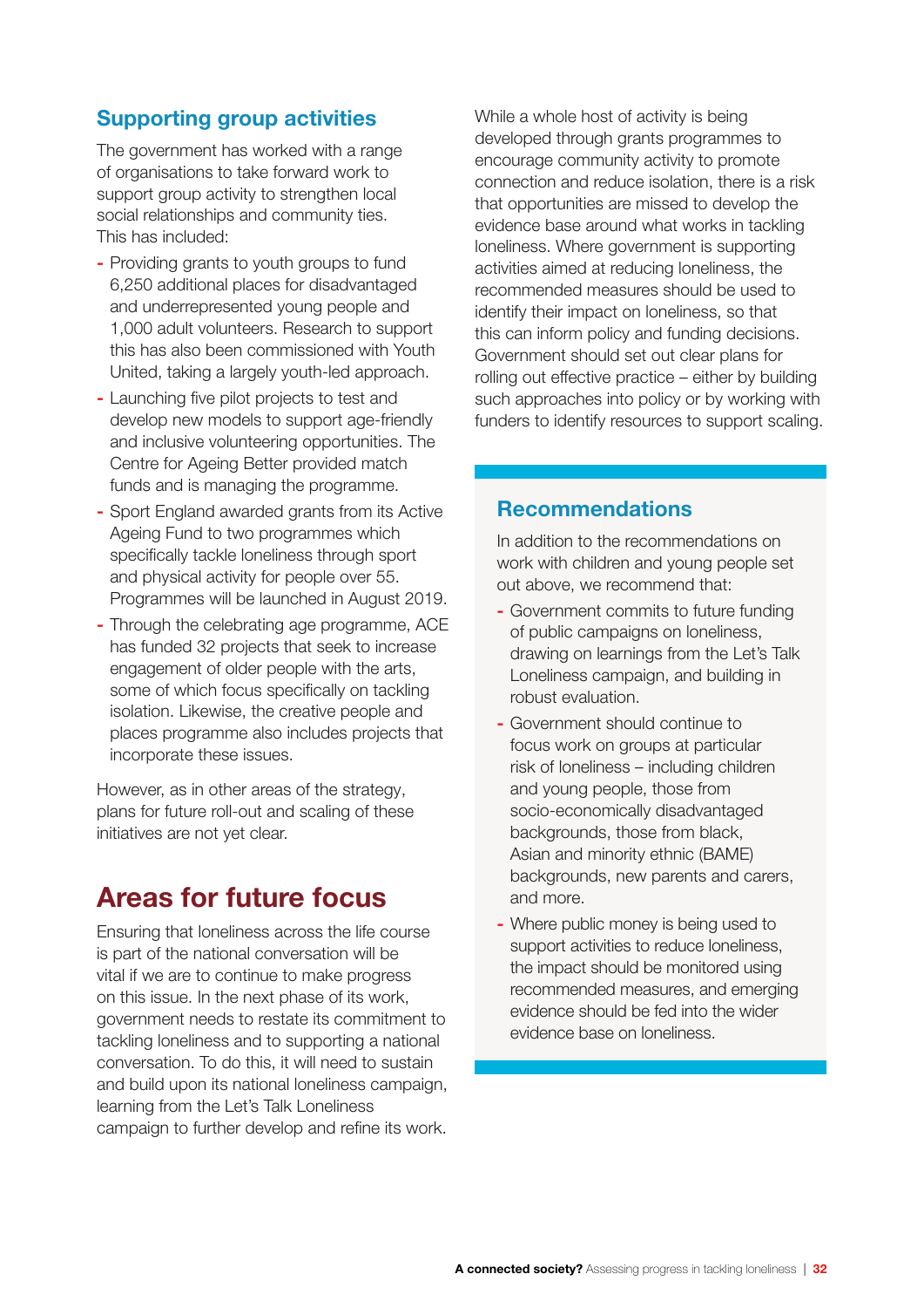## Supporting group activities

The government has worked with a range of organisations to take forward work to support group activity to strengthen local social relationships and community ties. This has included:

- Providing grants to youth groups to fund 6,250 additional places for disadvantaged and underrepresented young people and 1,000 adult volunteers. Research to support this has also been commissioned with Youth United, taking a largely youth-led approach.
- Launching five pilot projects to test and develop new models to support age-friendly and inclusive volunteering opportunities. The Centre for Ageing Better provided match funds and is managing the programme.
- Sport England awarded grants from its Active Ageing Fund to two programmes which specifically tackle loneliness through sport and physical activity for people over 55. Programmes will be launched in August 2019.
- Through the celebrating age programme, ACE has funded 32 projects that seek to increase engagement of older people with the arts, some of which focus specifically on tackling isolation. Likewise, the creative people and places programme also includes projects that incorporate these issues.

However, as in other areas of the strategy, plans for future roll-out and scaling of these initiatives are not yet clear.

# Areas for future focus

Ensuring that loneliness across the life course is part of the national conversation will be vital if we are to continue to make progress on this issue. In the next phase of its work, government needs to restate its commitment to tackling loneliness and to supporting a national conversation. To do this, it will need to sustain and build upon its national loneliness campaign, learning from the Let's Talk Loneliness campaign to further develop and refine its work.

While a whole host of activity is being developed through grants programmes to encourage community activity to promote connection and reduce isolation, there is a risk that opportunities are missed to develop the evidence base around what works in tackling loneliness. Where government is supporting activities aimed at reducing loneliness, the recommended measures should be used to identify their impact on loneliness, so that this can inform policy and funding decisions. Government should set out clear plans for rolling out effective practice – either by building such approaches into policy or by working with funders to identify resources to support scaling.

## Recommendations

In addition to the recommendations on work with children and young people set out above, we recommend that:

- Government commits to future funding of public campaigns on loneliness, drawing on learnings from the Let's Talk Loneliness campaign, and building in robust evaluation.
- Government should continue to focus work on groups at particular risk of loneliness – including children and young people, those from socio-economically disadvantaged backgrounds, those from black, Asian and minority ethnic (BAME) backgrounds, new parents and carers, and more.
- Where public money is being used to support activities to reduce loneliness, the impact should be monitored using recommended measures, and emerging evidence should be fed into the wider evidence base on loneliness.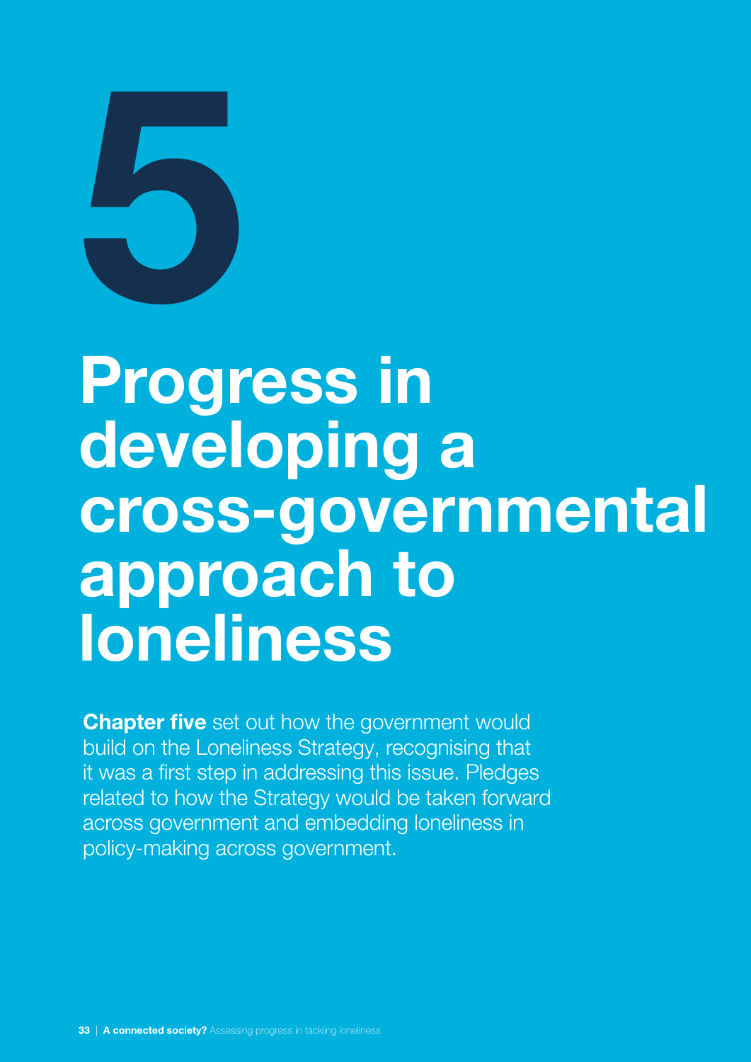# 5

# Progress in developing a cross-governmental approach to loneliness

**Chapter five** set out how the government would build on the Loneliness Strategy, recognising that it was a first step in addressing this issue. Pledges related to how the Strategy would be taken forward across government and embedding loneliness in policy-making across government.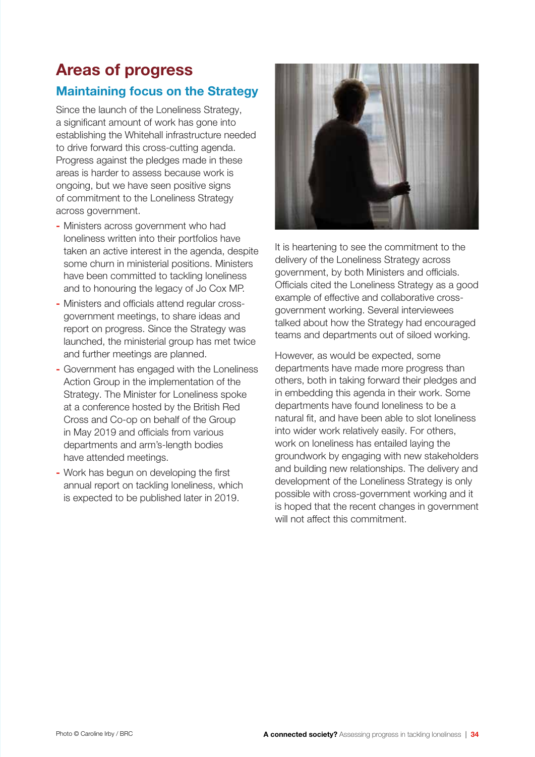# Areas of progress

## Maintaining focus on the Strategy

Since the launch of the Loneliness Strategy, a significant amount of work has gone into establishing the Whitehall infrastructure needed to drive forward this cross-cutting agenda. Progress against the pledges made in these areas is harder to assess because work is ongoing, but we have seen positive signs of commitment to the Loneliness Strategy across government.

- Ministers across government who had loneliness written into their portfolios have taken an active interest in the agenda, despite some churn in ministerial positions. Ministers have been committed to tackling loneliness and to honouring the legacy of Jo Cox MP.
- Ministers and officials attend regular cross-government meetings, to share ideas and report on progress. Since the Strategy was launched, the ministerial group has met twice and further meetings are planned.
- Government has engaged with the Loneliness Action Group in the implementation of the Strategy. The Minister for Loneliness spoke at a conference hosted by the British Red Cross and Co-op on behalf of the Group in May 2019 and officials from various departments and arm's-length bodies have attended meetings.
- Work has begun on developing the first annual report on tackling loneliness, which is expected to be published later in 2019.

It is heartening to see the commitment to the delivery of the Loneliness Strategy across government, by both Ministers and officials. Officials cited the Loneliness Strategy as a good example of effective and collaborative cross-government working. Several interviewees talked about how the Strategy had encouraged teams and departments out of siloed working.

However, as would be expected, some departments have made more progress than others, both in taking forward their pledges and in embedding this agenda in their work. Some departments have found loneliness to be a natural fit, and have been able to slot loneliness into wider work relatively easily. For others, work on loneliness has entailed laying the groundwork by engaging with new stakeholders and building new relationships. The delivery and development of the Loneliness Strategy is only possible with cross-government working and it is hoped that the recent changes in government will not affect this commitment.

Photo © Caroline Irby / BRC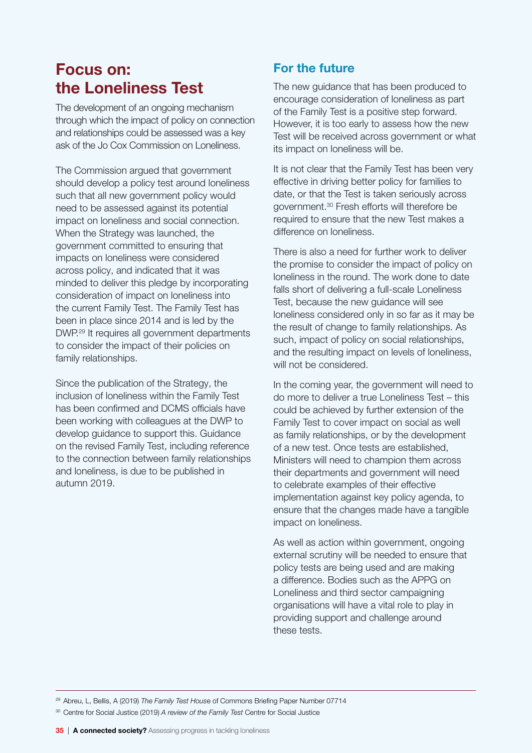# Focus on: the Loneliness Test

The development of an ongoing mechanism through which the impact of policy on connection and relationships could be assessed was a key ask of the Jo Cox Commission on Loneliness.

The Commission argued that government should develop a policy test around loneliness such that all new government policy would need to be assessed against its potential impact on loneliness and social connection. When the Strategy was launched, the government committed to ensuring that impacts on loneliness were considered across policy, and indicated that it was minded to deliver this pledge by incorporating consideration of impact on loneliness into the current Family Test. The Family Test has been in place since 2014 and is led by the DWP.[29] It requires all government departments to consider the impact of their policies on family relationships.

Since the publication of the Strategy, the inclusion of loneliness within the Family Test has been confirmed and DCMS officials have been working with colleagues at the DWP to develop guidance to support this. Guidance on the revised Family Test, including reference to the connection between family relationships and loneliness, is due to be published in autumn 2019.

## For the future

The new guidance that has been produced to encourage consideration of loneliness as part of the Family Test is a positive step forward. However, it is too early to assess how the new Test will be received across government or what its impact on loneliness will be.

It is not clear that the Family Test has been very effective in driving better policy for families to date, or that the Test is taken seriously across government.[30] Fresh efforts will therefore be required to ensure that the new Test makes a difference on loneliness.

There is also a need for further work to deliver the promise to consider the impact of policy on loneliness in the round. The work done to date falls short of delivering a full-scale Loneliness Test, because the new guidance will see loneliness considered only in so far as it may be the result of change to family relationships. As such, impact of policy on social relationships, and the resulting impact on levels of loneliness, will not be considered.

In the coming year, the government will need to do more to deliver a true Loneliness Test – this could be achieved by further extension of the Family Test to cover impact on social as well as family relationships, or by the development of a new test. Once tests are established, Ministers will need to champion them across their departments and government will need to celebrate examples of their effective implementation against key policy agenda, to ensure that the changes made have a tangible impact on loneliness.

As well as action within government, ongoing external scrutiny will be needed to ensure that policy tests are being used and are making a difference. Bodies such as the APPG on Loneliness and third sector campaigning organisations will have a vital role to play in providing support and challenge around these tests.

---

[29] Abreu, L, Bellis, A (2019) *The Family Test House* of Commons Briefing Paper Number 07714

[30] Centre for Social Justice (2019) *A review of the Family Test* Centre for Social Justice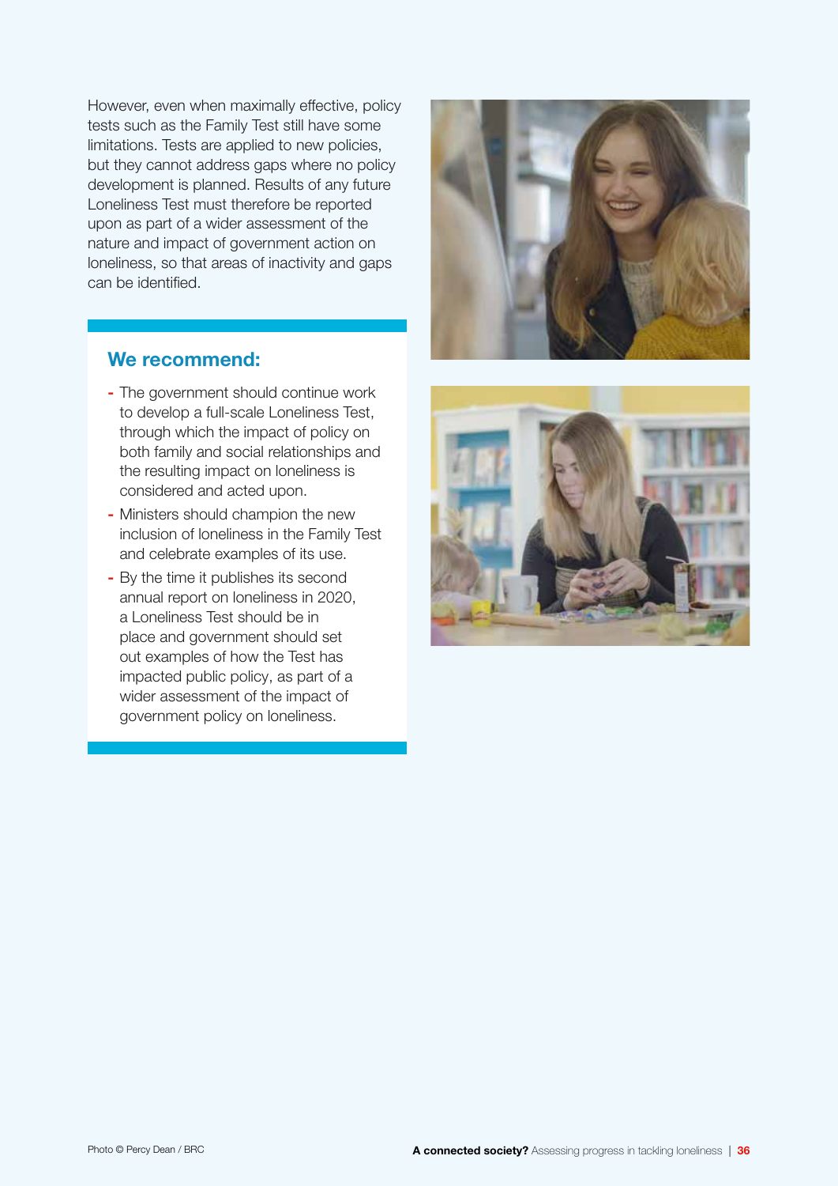However, even when maximally effective, policy tests such as the Family Test still have some limitations. Tests are applied to new policies, but they cannot address gaps where no policy development is planned. Results of any future Loneliness Test must therefore be reported upon as part of a wider assessment of the nature and impact of government action on loneliness, so that areas of inactivity and gaps can be identified.

## We recommend:

- The government should continue work to develop a full-scale Loneliness Test, through which the impact of policy on both family and social relationships and the resulting impact on loneliness is considered and acted upon.
- Ministers should champion the new inclusion of loneliness in the Family Test and celebrate examples of its use.
- By the time it publishes its second annual report on loneliness in 2020, a Loneliness Test should be in place and government should set out examples of how the Test has impacted public policy, as part of a wider assessment of the impact of government policy on loneliness.

Photo © Percy Dean / BRC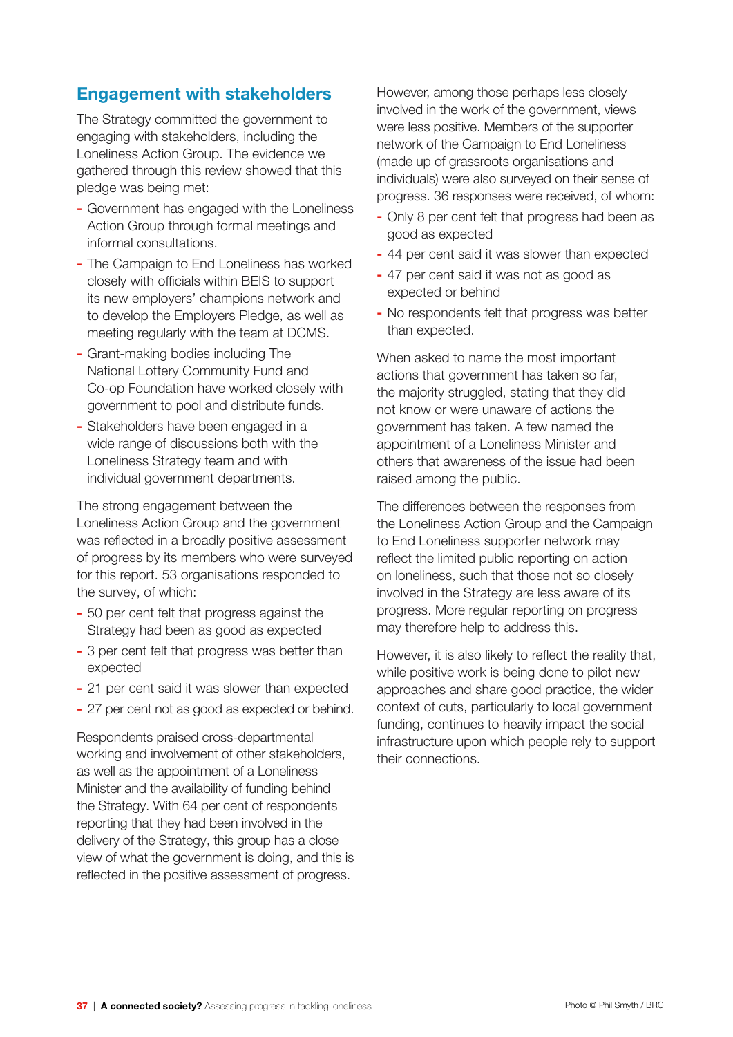## Engagement with stakeholders

The Strategy committed the government to engaging with stakeholders, including the Loneliness Action Group. The evidence we gathered through this review showed that this pledge was being met:

- Government has engaged with the Loneliness Action Group through formal meetings and informal consultations.
- The Campaign to End Loneliness has worked closely with officials within BEIS to support its new employers' champions network and to develop the Employers Pledge, as well as meeting regularly with the team at DCMS.
- Grant-making bodies including The National Lottery Community Fund and Co-op Foundation have worked closely with government to pool and distribute funds.
- Stakeholders have been engaged in a wide range of discussions both with the Loneliness Strategy team and with individual government departments.

The strong engagement between the Loneliness Action Group and the government was reflected in a broadly positive assessment of progress by its members who were surveyed for this report. 53 organisations responded to the survey, of which:

- 50 per cent felt that progress against the Strategy had been as good as expected
- 3 per cent felt that progress was better than expected
- 21 per cent said it was slower than expected
- 27 per cent not as good as expected or behind.

Respondents praised cross-departmental working and involvement of other stakeholders, as well as the appointment of a Loneliness Minister and the availability of funding behind the Strategy. With 64 per cent of respondents reporting that they had been involved in the delivery of the Strategy, this group has a close view of what the government is doing, and this is reflected in the positive assessment of progress.

However, among those perhaps less closely involved in the work of the government, views were less positive. Members of the supporter network of the Campaign to End Loneliness (made up of grassroots organisations and individuals) were also surveyed on their sense of progress. 36 responses were received, of whom:

- Only 8 per cent felt that progress had been as good as expected
- 44 per cent said it was slower than expected
- 47 per cent said it was not as good as expected or behind
- No respondents felt that progress was better than expected.

When asked to name the most important actions that government has taken so far, the majority struggled, stating that they did not know or were unaware of actions the government has taken. A few named the appointment of a Loneliness Minister and others that awareness of the issue had been raised among the public.

The differences between the responses from the Loneliness Action Group and the Campaign to End Loneliness supporter network may reflect the limited public reporting on action on loneliness, such that those not so closely involved in the Strategy are less aware of its progress. More regular reporting on progress may therefore help to address this.

However, it is also likely to reflect the reality that, while positive work is being done to pilot new approaches and share good practice, the wider context of cuts, particularly to local government funding, continues to heavily impact the social infrastructure upon which people rely to support their connections.

Photo © Phil Smyth / BRC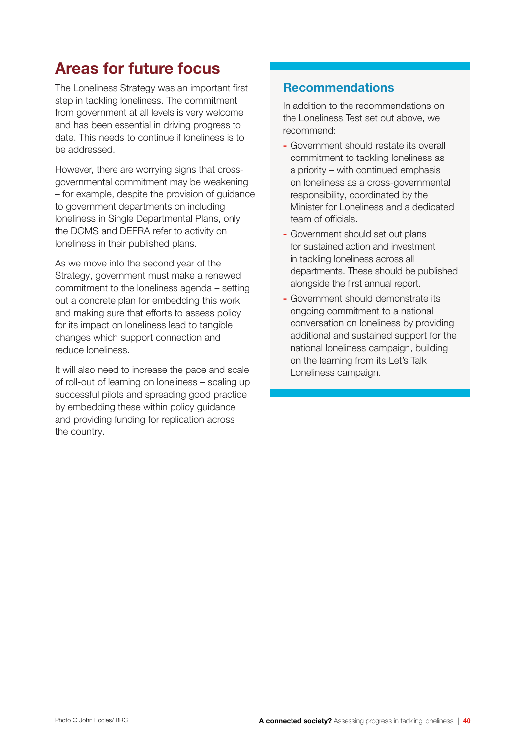## Areas for future focus

The Loneliness Strategy was an important first step in tackling loneliness. The commitment from government at all levels is very welcome and has been essential in driving progress to date. This needs to continue if loneliness is to be addressed.

However, there are worrying signs that cross-governmental commitment may be weakening – for example, despite the provision of guidance to government departments on including loneliness in Single Departmental Plans, only the DCMS and DEFRA refer to activity on loneliness in their published plans.

As we move into the second year of the Strategy, government must make a renewed commitment to the loneliness agenda – setting out a concrete plan for embedding this work and making sure that efforts to assess policy for its impact on loneliness lead to tangible changes which support connection and reduce loneliness.

It will also need to increase the pace and scale of roll-out of learning on loneliness – scaling up successful pilots and spreading good practice by embedding these within policy guidance and providing funding for replication across the country.

### Recommendations

In addition to the recommendations on the Loneliness Test set out above, we recommend:

- Government should restate its overall commitment to tackling loneliness as a priority – with continued emphasis on loneliness as a cross-governmental responsibility, coordinated by the Minister for Loneliness and a dedicated team of officials.
- Government should set out plans for sustained action and investment in tackling loneliness across all departments. These should be published alongside the first annual report.
- Government should demonstrate its ongoing commitment to a national conversation on loneliness by providing additional and sustained support for the national loneliness campaign, building on the learning from its Let's Talk Loneliness campaign.

Photo © John Eccles/ BRC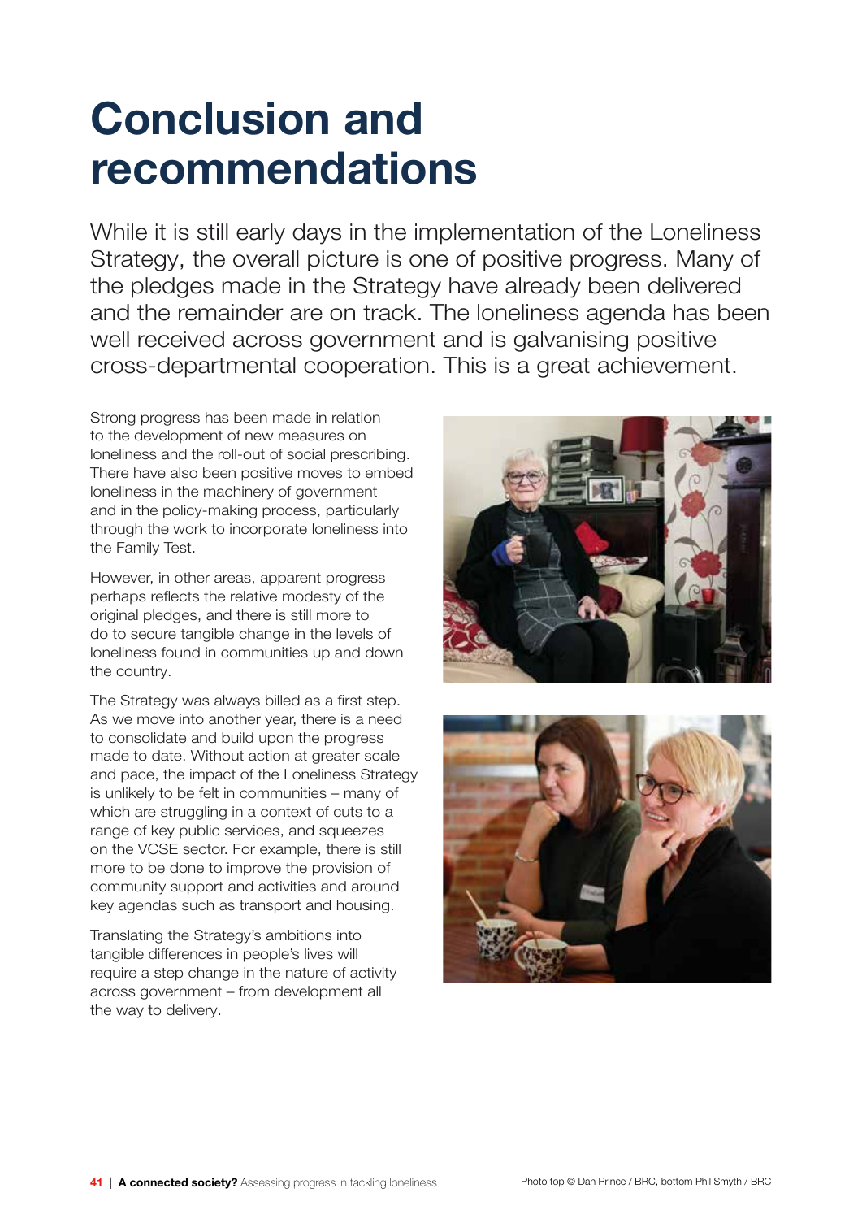# Conclusion and recommendations

While it is still early days in the implementation of the Loneliness Strategy, the overall picture is one of positive progress. Many of the pledges made in the Strategy have already been delivered and the remainder are on track. The loneliness agenda has been well received across government and is galvanising positive cross-departmental cooperation. This is a great achievement.

Strong progress has been made in relation to the development of new measures on loneliness and the roll-out of social prescribing. There have also been positive moves to embed loneliness in the machinery of government and in the policy-making process, particularly through the work to incorporate loneliness into the Family Test.

However, in other areas, apparent progress perhaps reflects the relative modesty of the original pledges, and there is still more to do to secure tangible change in the levels of loneliness found in communities up and down the country.

The Strategy was always billed as a first step. As we move into another year, there is a need to consolidate and build upon the progress made to date. Without action at greater scale and pace, the impact of the Loneliness Strategy is unlikely to be felt in communities – many of which are struggling in a context of cuts to a range of key public services, and squeezes on the VCSE sector. For example, there is still more to be done to improve the provision of community support and activities and around key agendas such as transport and housing.

Translating the Strategy's ambitions into tangible differences in people's lives will require a step change in the nature of activity across government – from development all the way to delivery.

Photo top © Dan Prince / BRC, bottom Phil Smyth / BRC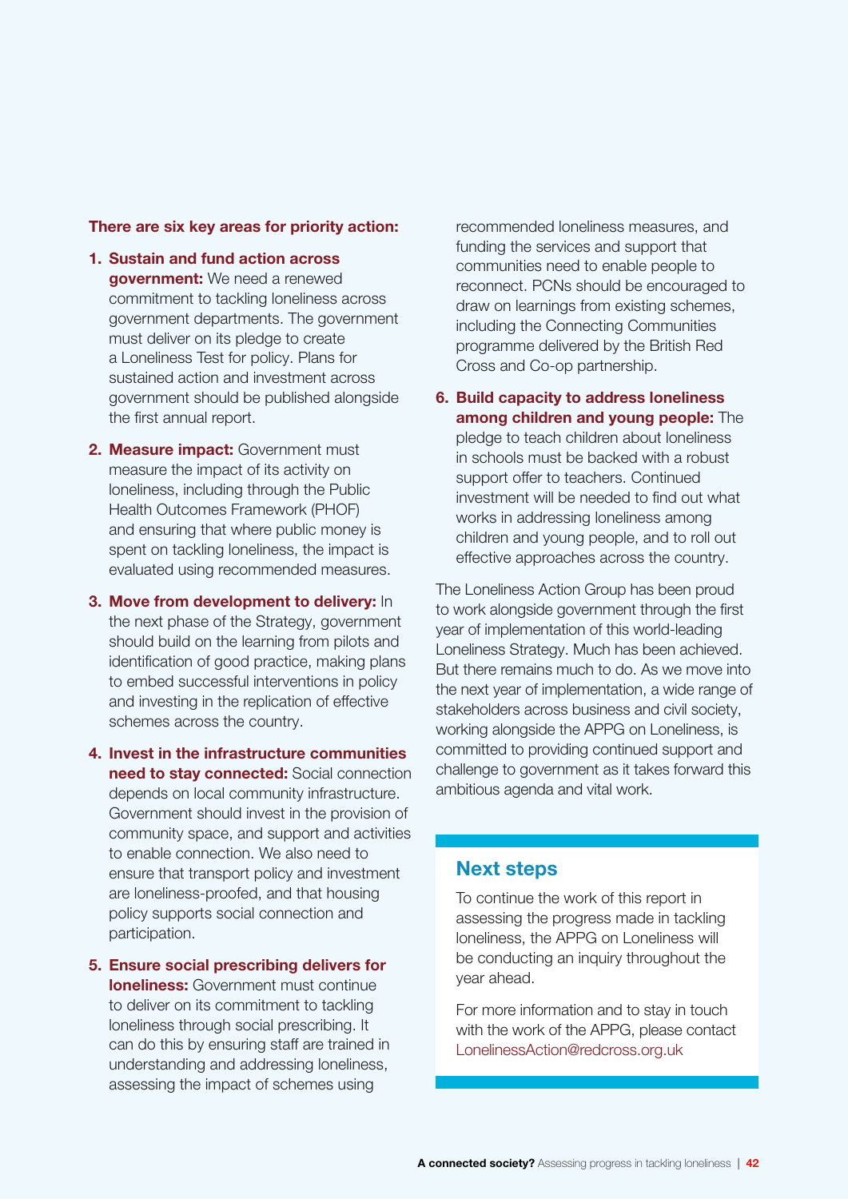**There are six key areas for priority action:**

1. **Sustain and fund action across government:** We need a renewed commitment to tackling loneliness across government departments. The government must deliver on its pledge to create a Loneliness Test for policy. Plans for sustained action and investment across government should be published alongside the first annual report.

2. **Measure impact:** Government must measure the impact of its activity on loneliness, including through the Public Health Outcomes Framework (PHOF) and ensuring that where public money is spent on tackling loneliness, the impact is evaluated using recommended measures.

3. **Move from development to delivery:** In the next phase of the Strategy, government should build on the learning from pilots and identification of good practice, making plans to embed successful interventions in policy and investing in the replication of effective schemes across the country.

4. **Invest in the infrastructure communities need to stay connected:** Social connection depends on local community infrastructure. Government should invest in the provision of community space, and support and activities to enable connection. We also need to ensure that transport policy and investment are loneliness-proofed, and that housing policy supports social connection and participation.

5. **Ensure social prescribing delivers for loneliness:** Government must continue to deliver on its commitment to tackling loneliness through social prescribing. It can do this by ensuring staff are trained in understanding and addressing loneliness, assessing the impact of schemes using recommended loneliness measures, and funding the services and support that communities need to enable people to reconnect. PCNs should be encouraged to draw on learnings from existing schemes, including the Connecting Communities programme delivered by the British Red Cross and Co-op partnership.

6. **Build capacity to address loneliness among children and young people:** The pledge to teach children about loneliness in schools must be backed with a robust support offer to teachers. Continued investment will be needed to find out what works in addressing loneliness among children and young people, and to roll out effective approaches across the country.

The Loneliness Action Group has been proud to work alongside government through the first year of implementation of this world-leading Loneliness Strategy. Much has been achieved. But there remains much to do. As we move into the next year of implementation, a wide range of stakeholders across business and civil society, working alongside the APPG on Loneliness, is committed to providing continued support and challenge to government as it takes forward this ambitious agenda and vital work.

## Next steps

To continue the work of this report in assessing the progress made in tackling loneliness, the APPG on Loneliness will be conducting an inquiry throughout the year ahead.

For more information and to stay in touch with the work of the APPG, please contact LonelinessAction@redcross.org.uk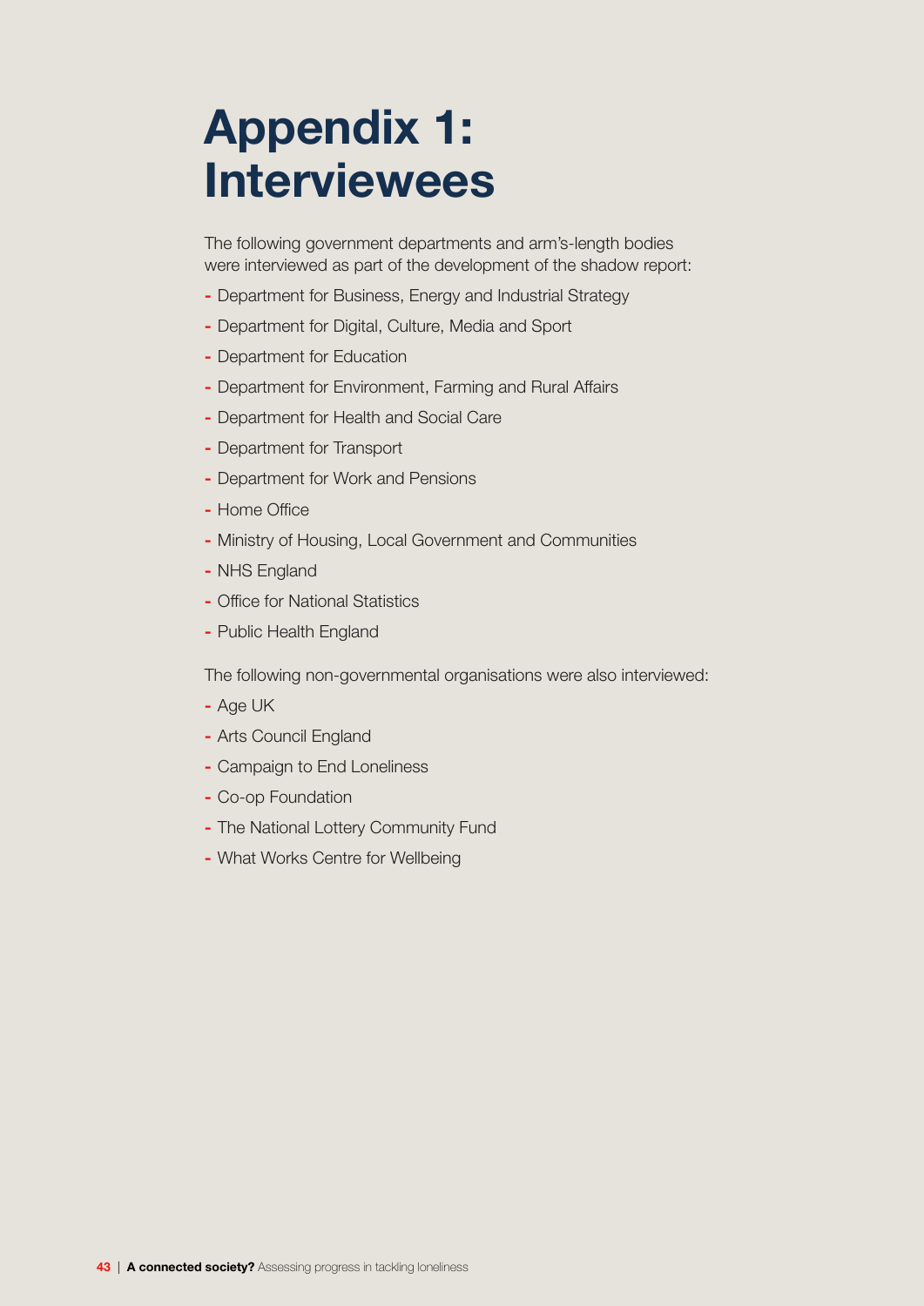# Appendix 1: Interviewees

The following government departments and arm's-length bodies were interviewed as part of the development of the shadow report:

- Department for Business, Energy and Industrial Strategy
- Department for Digital, Culture, Media and Sport
- Department for Education
- Department for Environment, Farming and Rural Affairs
- Department for Health and Social Care
- Department for Transport
- Department for Work and Pensions
- Home Office
- Ministry of Housing, Local Government and Communities
- NHS England
- Office for National Statistics
- Public Health England

The following non-governmental organisations were also interviewed:

- Age UK
- Arts Council England
- Campaign to End Loneliness
- Co-op Foundation
- The National Lottery Community Fund
- What Works Centre for Wellbeing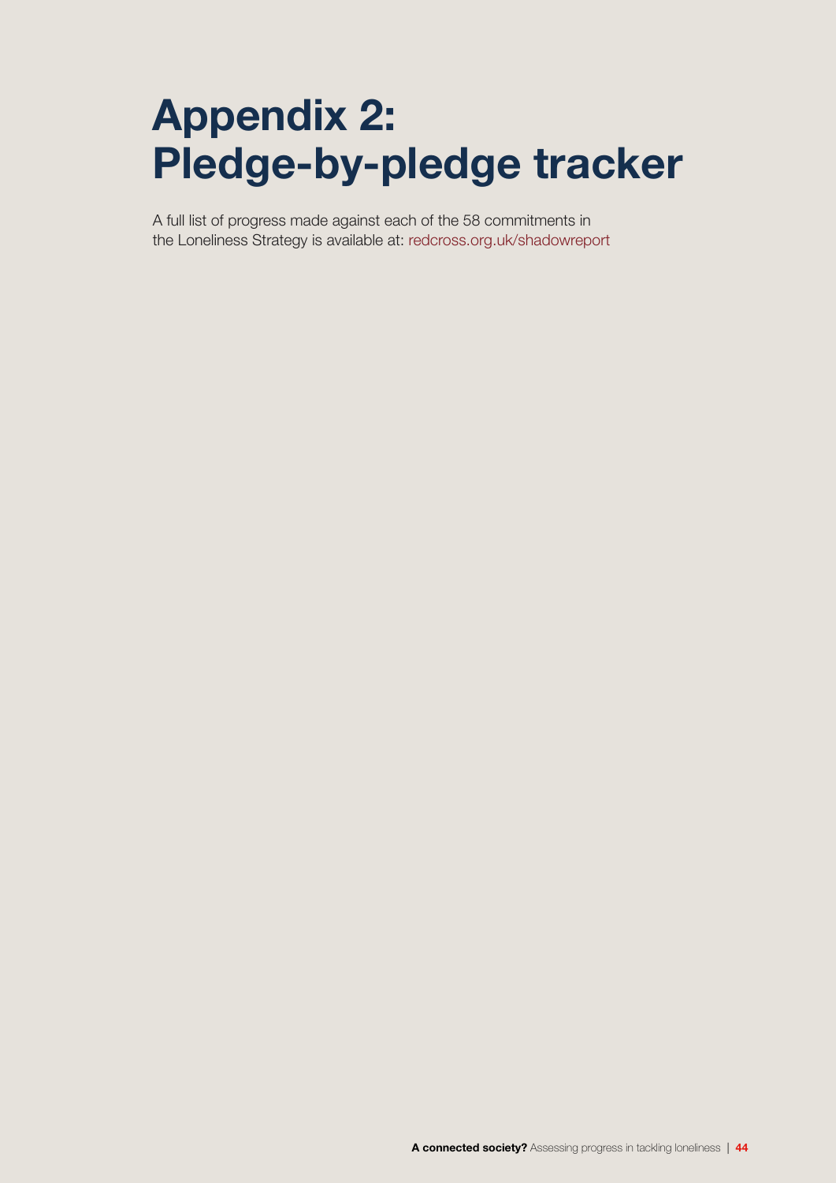# Appendix 2: Pledge-by-pledge tracker

A full list of progress made against each of the 58 commitments in the Loneliness Strategy is available at: redcross.org.uk/shadowreport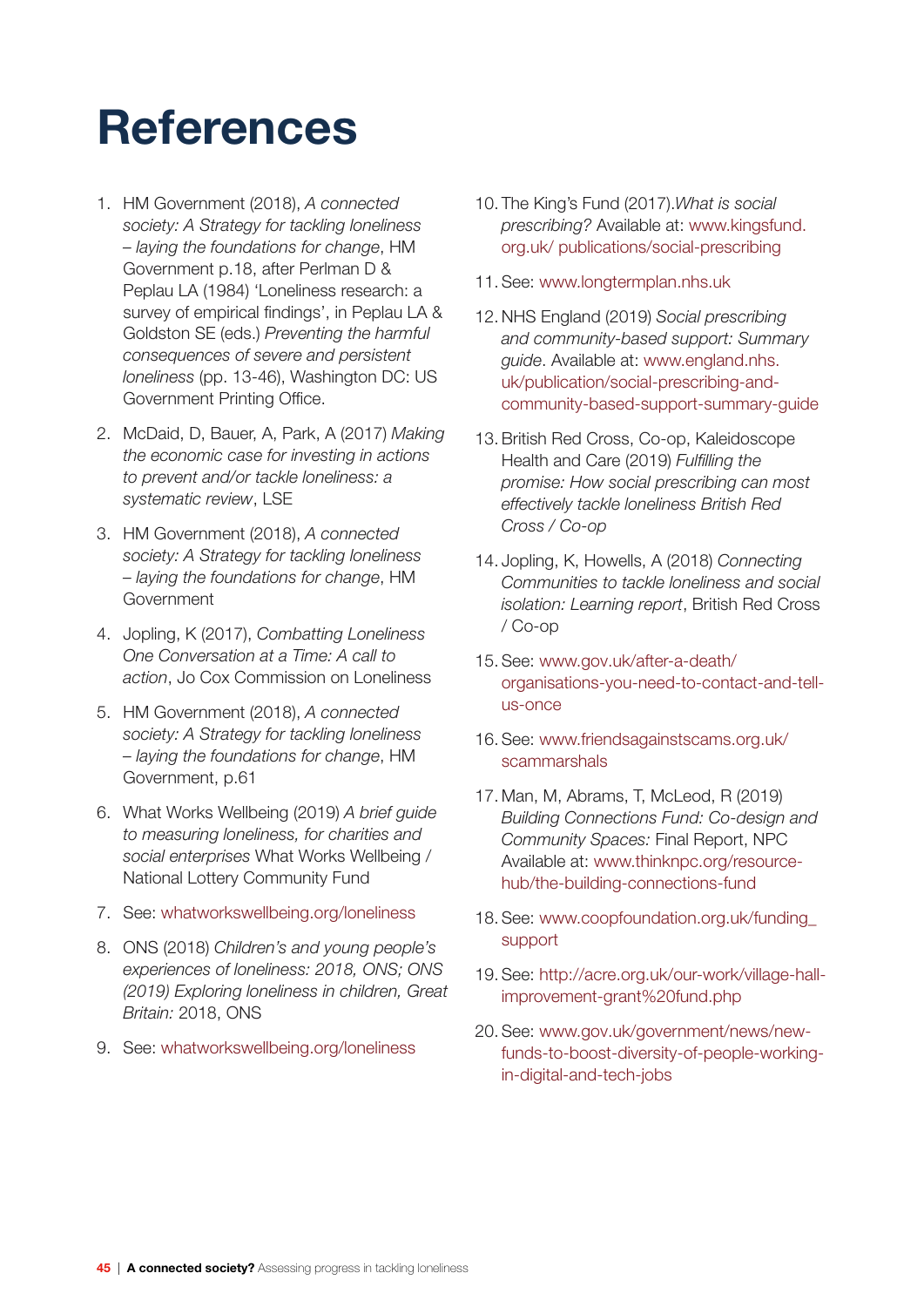# References

1. HM Government (2018), *A connected society: A Strategy for tackling loneliness – laying the foundations for change*, HM Government p.18, after Perlman D & Peplau LA (1984) 'Loneliness research: a survey of empirical findings', in Peplau LA & Goldston SE (eds.) *Preventing the harmful consequences of severe and persistent loneliness* (pp. 13-46), Washington DC: US Government Printing Office.
2. McDaid, D, Bauer, A, Park, A (2017) *Making the economic case for investing in actions to prevent and/or tackle loneliness: a systematic review*, LSE
3. HM Government (2018), *A connected society: A Strategy for tackling loneliness – laying the foundations for change*, HM Government
4. Jopling, K (2017), *Combatting Loneliness One Conversation at a Time: A call to action*, Jo Cox Commission on Loneliness
5. HM Government (2018), *A connected society: A Strategy for tackling loneliness – laying the foundations for change*, HM Government, p.61
6. What Works Wellbeing (2019) *A brief guide to measuring loneliness, for charities and social enterprises* What Works Wellbeing / National Lottery Community Fund
7. See: whatworkswellbeing.org/loneliness
8. ONS (2018) *Children's and young people's experiences of loneliness: 2018, ONS; ONS (2019) Exploring loneliness in children, Great Britain:* 2018, ONS
9. See: whatworkswellbeing.org/loneliness
10. The King's Fund (2017).*What is social prescribing?* Available at: www.kingsfund.org.uk/ publications/social-prescribing
11. See: www.longtermplan.nhs.uk
12. NHS England (2019) *Social prescribing and community-based support: Summary guide*. Available at: www.england.nhs.uk/publication/social-prescribing-and-community-based-support-summary-guide
13. British Red Cross, Co-op, Kaleidoscope Health and Care (2019) *Fulfilling the promise: How social prescribing can most effectively tackle loneliness British Red Cross / Co-op*
14. Jopling, K, Howells, A (2018) *Connecting Communities to tackle loneliness and social isolation: Learning report*, British Red Cross / Co-op
15. See: www.gov.uk/after-a-death/organisations-you-need-to-contact-and-tell-us-once
16. See: www.friendsagainstscams.org.uk/scammarshals
17. Man, M, Abrams, T, McLeod, R (2019) *Building Connections Fund: Co-design and Community Spaces:* Final Report, NPC Available at: www.thinknpc.org/resource-hub/the-building-connections-fund
18. See: www.coopfoundation.org.uk/funding_support
19. See: http://acre.org.uk/our-work/village-hall-improvement-grant%20fund.php
20. See: www.gov.uk/government/news/new-funds-to-boost-diversity-of-people-working-in-digital-and-tech-jobs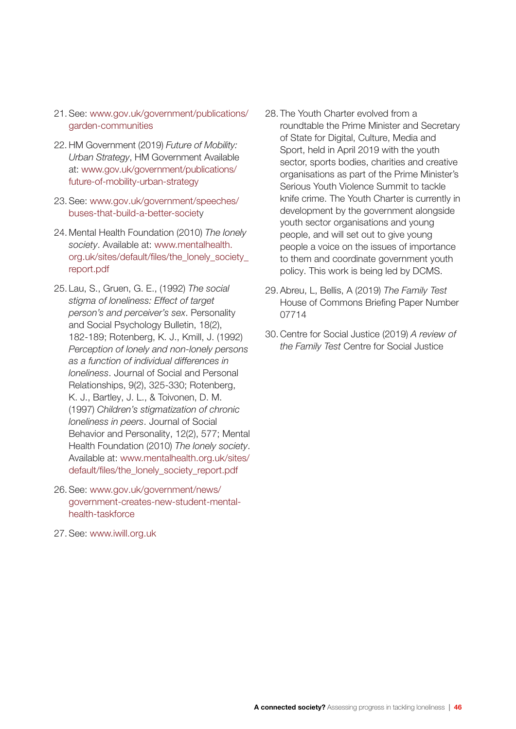21. See: www.gov.uk/government/publications/garden-communities

22. HM Government (2019) *Future of Mobility: Urban Strategy*, HM Government Available at: www.gov.uk/government/publications/future-of-mobility-urban-strategy

23. See: www.gov.uk/government/speeches/buses-that-build-a-better-society

24. Mental Health Foundation (2010) *The lonely society*. Available at: www.mentalhealth.org.uk/sites/default/files/the_lonely_society_report.pdf

25. Lau, S., Gruen, G. E., (1992) *The social stigma of loneliness: Effect of target person's and perceiver's sex*. Personality and Social Psychology Bulletin, 18(2), 182-189; Rotenberg, K. J., Kmill, J. (1992) *Perception of lonely and non-lonely persons as a function of individual differences in loneliness*. Journal of Social and Personal Relationships, 9(2), 325-330; Rotenberg, K. J., Bartley, J. L., & Toivonen, D. M. (1997) *Children's stigmatization of chronic loneliness in peers*. Journal of Social Behavior and Personality, 12(2), 577; Mental Health Foundation (2010) *The lonely society*. Available at: www.mentalhealth.org.uk/sites/default/files/the_lonely_society_report.pdf

26. See: www.gov.uk/government/news/government-creates-new-student-mental-health-taskforce

27. See: www.iwill.org.uk

28. The Youth Charter evolved from a roundtable the Prime Minister and Secretary of State for Digital, Culture, Media and Sport, held in April 2019 with the youth sector, sports bodies, charities and creative organisations as part of the Prime Minister's Serious Youth Violence Summit to tackle knife crime. The Youth Charter is currently in development by the government alongside youth sector organisations and young people, and will set out to give young people a voice on the issues of importance to them and coordinate government youth policy. This work is being led by DCMS.

29. Abreu, L, Bellis, A (2019) *The Family Test* House of Commons Briefing Paper Number 07714

30. Centre for Social Justice (2019) *A review of the Family Test* Centre for Social Justice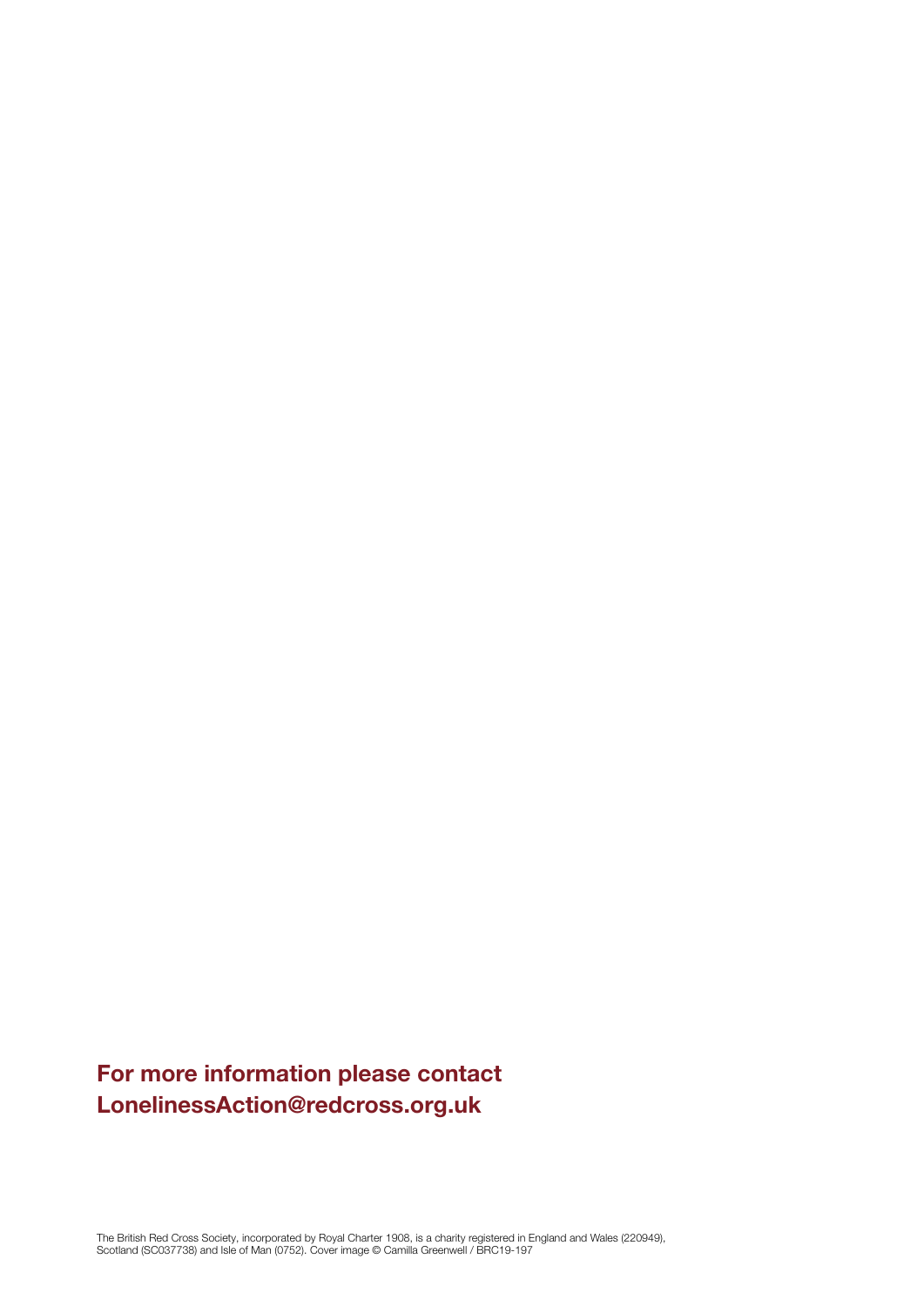**For more information please contact LonelinessAction@redcross.org.uk**

The British Red Cross Society, incorporated by Royal Charter 1908, is a charity registered in England and Wales (220949), Scotland (SC037738) and Isle of Man (0752). Cover image © Camilla Greenwell / BRC19-197